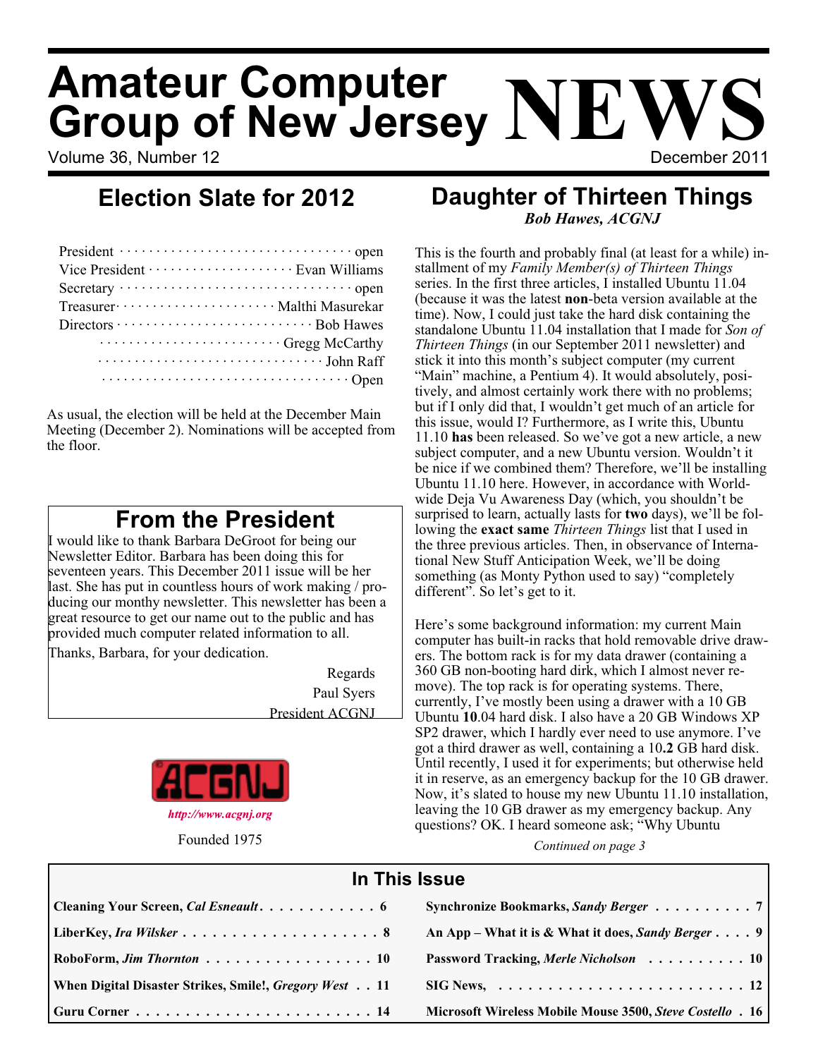# Amateur Computer Group of New Jersey NEWS

Volume 36, Number 12 — December 2011

## Election Slate for 2012

| Office | Candidate |
|---|---|
| President | open |
| Vice President | Evan Williams |
| Secretary | open |
| Treasurer | Malthi Masurekar |
| Directors | Bob Hawes |
| | Gregg McCarthy |
| | John Raff |
| | Open |

As usual, the election will be held at the December Main Meeting (December 2). Nominations will be accepted from the floor.

## From the President

I would like to thank Barbara DeGroot for being our Newsletter Editor. Barbara has been doing this for seventeen years. This December 2011 issue will be her last. She has put in countless hours of work making / producing our monthy newsletter. This newsletter has been a great resource to get our name out to the public and has provided much computer related information to all.

Thanks, Barbara, for your dedication.

Regards
Paul Syers
President ACGNJ

ACGNJ
*http://www.acgnj.org*
Founded 1975

## Daughter of Thirteen Things

***Bob Hawes, ACGNJ***

This is the fourth and probably final (at least for a while) installment of my *Family Member(s) of Thirteen Things* series. In the first three articles, I installed Ubuntu 11.04 (because it was the latest **non**-beta version available at the time). Now, I could just take the hard disk containing the standalone Ubuntu 11.04 installation that I made for *Son of Thirteen Things* (in our September 2011 newsletter) and stick it into this month's subject computer (my current "Main" machine, a Pentium 4). It would absolutely, positively, and almost certainly work there with no problems; but if I only did that, I wouldn't get much of an article for this issue, would I? Furthermore, as I write this, Ubuntu 11.10 **has** been released. So we've got a new article, a new subject computer, and a new Ubuntu version. Wouldn't it be nice if we combined them? Therefore, we'll be installing Ubuntu 11.10 here. However, in accordance with World-wide Deja Vu Awareness Day (which, you shouldn't be surprised to learn, actually lasts for **two** days), we'll be following the **exact same** *Thirteen Things* list that I used in the three previous articles. Then, in observance of International New Stuff Anticipation Week, we'll be doing something (as Monty Python used to say) "completely different". So let's get to it.

Here's some background information: my current Main computer has built-in racks that hold removable drive drawers. The bottom rack is for my data drawer (containing a 360 GB non-booting hard dirk, which I almost never remove). The top rack is for operating systems. There, currently, I've mostly been using a drawer with a 10 GB Ubuntu **10**.04 hard disk. I also have a 20 GB Windows XP SP2 drawer, which I hardly ever need to use anymore. I've got a third drawer as well, containing a 10**.2** GB hard disk. Until recently, I used it for experiments; but otherwise held it in reserve, as an emergency backup for the 10 GB drawer. Now, it's slated to house my new Ubuntu 11.10 installation, leaving the 10 GB drawer as my emergency backup. Any questions? OK. I heard someone ask; "Why Ubuntu

*Continued on page 3*

## In This Issue

| Article | Page |
|---|---|
| Cleaning Your Screen, *Cal Esneault* | 6 |
| Synchronize Bookmarks, *Sandy Berger* | 7 |
| LiberKey, *Ira Wilsker* | 8 |
| An App – What it is & What it does, *Sandy Berger* | 9 |
| RoboForm, *Jim Thornton* | 10 |
| Password Tracking, *Merle Nicholson* | 10 |
| When Digital Disaster Strikes, Smile!, *Gregory West* | 11 |
| SIG News, | 12 |
| Guru Corner | 14 |
| Microsoft Wireless Mobile Mouse 3500, *Steve Costello* | 16 |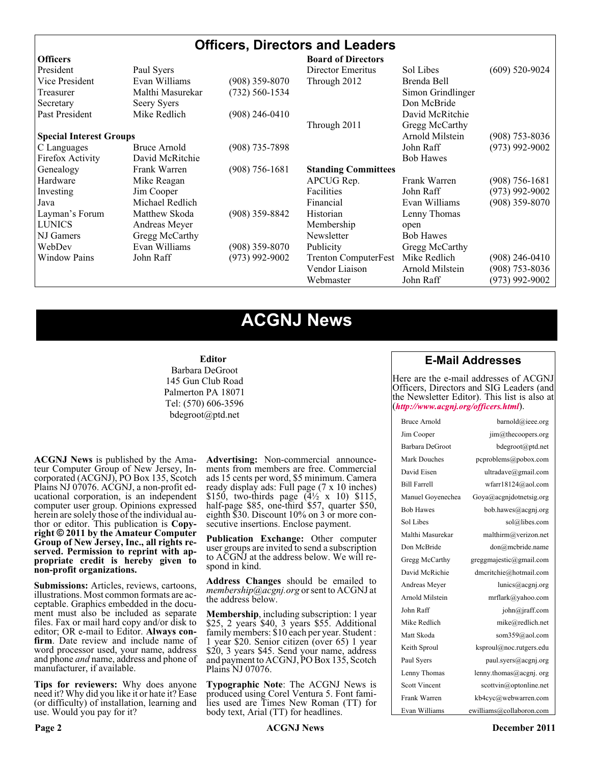# Officers, Directors and Leaders

| Officers | | | Board of Directors | | |
|---|---|---|---|---|---|
| President | Paul Syers | | Director Emeritus | Sol Libes | (609) 520-9024 |
| Vice President | Evan Williams | (908) 359-8070 | Through 2012 | Brenda Bell | |
| Treasurer | Malthi Masurekar | (732) 560-1534 | | Simon Grindlinger | |
| Secretary | Seery Syers | | | Don McBride | |
| Past President | Mike Redlich | (908) 246-0410 | | David McRitchie | |
| | | | Through 2011 | Gregg McCarthy | |
| **Special Interest Groups** | | | | Arnold Milstein | (908) 753-8036 |
| C Languages | Bruce Arnold | (908) 735-7898 | | John Raff | (973) 992-9002 |
| Firefox Activity | David McRitchie | | | Bob Hawes | |
| Genealogy | Frank Warren | (908) 756-1681 | **Standing Committees** | | |
| Hardware | Mike Reagan | | APCUG Rep. | Frank Warren | (908) 756-1681 |
| Investing | Jim Cooper | | Facilities | John Raff | (973) 992-9002 |
| Java | Michael Redlich | | Financial | Evan Williams | (908) 359-8070 |
| Layman's Forum | Matthew Skoda | (908) 359-8842 | Historian | Lenny Thomas | |
| LUNICS | Andreas Meyer | | Membership | open | |
| NJ Gamers | Gregg McCarthy | | Newsletter | Bob Hawes | |
| WebDev | Evan Williams | (908) 359-8070 | Publicity | Gregg McCarthy | |
| Window Pains | John Raff | (973) 992-9002 | Trenton ComputerFest | Mike Redlich | (908) 246-0410 |
| | | | Vendor Liaison | Arnold Milstein | (908) 753-8036 |
| | | | Webmaster | John Raff | (973) 992-9002 |

# ACGNJ News

**Editor**
Barbara DeGroot
145 Gun Club Road
Palmerton PA 18071
Tel: (570) 606-3596
bdegroot@ptd.net

**ACGNJ News** is published by the Amateur Computer Group of New Jersey, Incorporated (ACGNJ), PO Box 135, Scotch Plains NJ 07076. ACGNJ, a non-profit educational corporation, is an independent computer user group. Opinions expressed herein are solely those of the individual author or editor. This publication is **Copyright © 2011 by the Amateur Computer Group of New Jersey, Inc., all rights reserved. Permission to reprint with appropriate credit is hereby given to non-profit organizations.**

**Submissions:** Articles, reviews, cartoons, illustrations. Most common formats are acceptable. Graphics embedded in the document must also be included as separate files. Fax or mail hard copy and/or disk to editor; OR e-mail to Editor. **Always confirm**. Date review and include name of word processor used, your name, address and phone *and* name, address and phone of manufacturer, if available.

**Tips for reviewers:** Why does anyone need it? Why did you like it or hate it? Ease (or difficulty) of installation, learning and use. Would you pay for it?

**Advertising:** Non-commercial announcements from members are free. Commercial ads 15 cents per word, $5 minimum. Camera ready display ads: Full page (7 x 10 inches) $150, two-thirds page (4½ x 10) $115, half-page $85, one-third $57, quarter $50, eighth $30. Discount 10% on 3 or more consecutive insertions. Enclose payment.

**Publication Exchange:** Other computer user groups are invited to send a subscription to ACGNJ at the address below. We will respond in kind.

**Address Changes** should be emailed to *membership@acgnj.org* or sent to ACGNJ at the address below.

**Membership**, including subscription: 1 year $25, 2 years $40, 3 years $55. Additional family members: $10 each per year. Student : 1 year $20. Senior citizen (over 65) 1 year $20, 3 years $45. Send your name, address and payment to ACGNJ, PO Box 135, Scotch Plains NJ 07076.

**Typographic Note**: The ACGNJ News is produced using Corel Ventura 5. Font families used are Times New Roman (TT) for body text, Arial (TT) for headlines.

## E-Mail Addresses

Here are the e-mail addresses of ACGNJ Officers, Directors and SIG Leaders (and the Newsletter Editor). This list is also at (*http://www.acgnj.org/officers.html*).

| Name | E-mail |
|---|---|
| Bruce Arnold | barnold@ieee.org |
| Jim Cooper | jim@thecoopers.org |
| Barbara DeGroot | bdegroot@ptd.net |
| Mark Douches | pcproblems@pobox.com |
| David Eisen | ultradave@gmail.com |
| Bill Farrell | wfarr18124@aol.com |
| Manuel Goyenechea | Goya@acgnjdotnetsig.org |
| Bob Hawes | bob.hawes@acgnj.org |
| Sol Libes | sol@libes.com |
| Malthi Masurekar | malthirm@verizon.net |
| Don McBride | don@mcbride.name |
| Gregg McCarthy | greggmajestic@gmail.com |
| David McRichie | dmcritchie@hotmail.com |
| Andreas Meyer | lunics@acgnj.org |
| Arnold Milstein | mrflark@yahoo.com |
| John Raff | john@jraff.com |
| Mike Redlich | mike@redlich.net |
| Matt Skoda | som359@aol.com |
| Keith Sproul | ksproul@noc.rutgers.edu |
| Paul Syers | paul.syers@acgnj.org |
| Lenny Thomas | lenny.thomas@acgnj. org |
| Scott Vincent | scottvin@optonline.net |
| Frank Warren | kb4cyc@webwarren.com |
| Evan Williams | ewilliams@collaboron.com |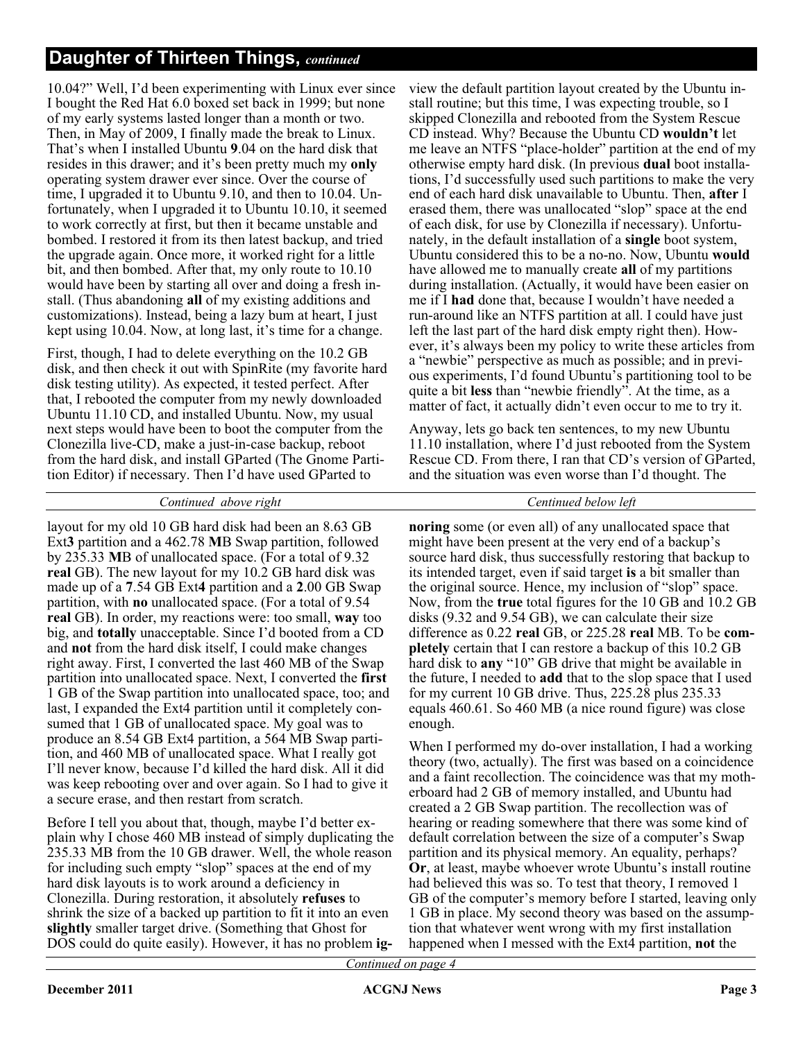## Daughter of Thirteen Things, *continued*

10.04?" Well, I'd been experimenting with Linux ever since I bought the Red Hat 6.0 boxed set back in 1999; but none of my early systems lasted longer than a month or two. Then, in May of 2009, I finally made the break to Linux. That's when I installed Ubuntu **9**.04 on the hard disk that resides in this drawer; and it's been pretty much my **only** operating system drawer ever since. Over the course of time, I upgraded it to Ubuntu 9.10, and then to 10.04. Unfortunately, when I upgraded it to Ubuntu 10.10, it seemed to work correctly at first, but then it became unstable and bombed. I restored it from its then latest backup, and tried the upgrade again. Once more, it worked right for a little bit, and then bombed. After that, my only route to 10.10 would have been by starting all over and doing a fresh install. (Thus abandoning **all** of my existing additions and customizations). Instead, being a lazy bum at heart, I just kept using 10.04. Now, at long last, it's time for a change.

First, though, I had to delete everything on the 10.2 GB disk, and then check it out with SpinRite (my favorite hard disk testing utility). As expected, it tested perfect. After that, I rebooted the computer from my newly downloaded Ubuntu 11.10 CD, and installed Ubuntu. Now, my usual next steps would have been to boot the computer from the Clonezilla live-CD, make a just-in-case backup, reboot from the hard disk, and install GParted (The Gnome Partition Editor) if necessary. Then I'd have used GParted to view the default partition layout created by the Ubuntu install routine; but this time, I was expecting trouble, so I skipped Clonezilla and rebooted from the System Rescue CD instead. Why? Because the Ubuntu CD **wouldn't** let me leave an NTFS "place-holder" partition at the end of my otherwise empty hard disk. (In previous **dual** boot installations, I'd successfully used such partitions to make the very end of each hard disk unavailable to Ubuntu. Then, **after** I erased them, there was unallocated "slop" space at the end of each disk, for use by Clonezilla if necessary). Unfortunately, in the default installation of a **single** boot system, Ubuntu considered this to be a no-no. Now, Ubuntu **would** have allowed me to manually create **all** of my partitions during installation. (Actually, it would have been easier on me if I **had** done that, because I wouldn't have needed a run-around like an NTFS partition at all. I could have just left the last part of the hard disk empty right then). However, it's always been my policy to write these articles from a "newbie" perspective as much as possible; and in previous experiments, I'd found Ubuntu's partitioning tool to be quite a bit **less** than "newbie friendly". At the time, as a matter of fact, it actually didn't even occur to me to try it.

Anyway, lets go back ten sentences, to my new Ubuntu 11.10 installation, where I'd just rebooted from the System Rescue CD. From there, I ran that CD's version of GParted, and the situation was even worse than I'd thought. The layout for my old 10 GB hard disk had been an 8.63 GB Ext**3** partition and a 462.78 **M**B Swap partition, followed by 235.33 **M**B of unallocated space. (For a total of 9.32 **real** GB). The new layout for my 10.2 GB hard disk was made up of a **7**.54 GB Ext**4** partition and a **2**.00 GB Swap partition, with **no** unallocated space. (For a total of 9.54 **real** GB). In order, my reactions were: too small, **way** too big, and **totally** unacceptable. Since I'd booted from a CD and **not** from the hard disk itself, I could make changes right away. First, I converted the last 460 MB of the Swap partition into unallocated space. Next, I converted the **first** 1 GB of the Swap partition into unallocated space, too; and last, I expanded the Ext4 partition until it completely consumed that 1 GB of unallocated space. My goal was to produce an 8.54 GB Ext4 partition, a 564 MB Swap partition, and 460 MB of unallocated space. What I really got I'll never know, because I'd killed the hard disk. All it did was keep rebooting over and over again. So I had to give it a secure erase, and then restart from scratch.

Before I tell you about that, though, maybe I'd better explain why I chose 460 MB instead of simply duplicating the 235.33 MB from the 10 GB drawer. Well, the whole reason for including such empty "slop" spaces at the end of my hard disk layouts is to work around a deficiency in Clonezilla. During restoration, it absolutely **refuses** to shrink the size of a backed up partition to fit it into an even **slightly** smaller target drive. (Something that Ghost for DOS could do quite easily). However, it has no problem **ignoring** some (or even all) of any unallocated space that might have been present at the very end of a backup's source hard disk, thus successfully restoring that backup to its intended target, even if said target **is** a bit smaller than the original source. Hence, my inclusion of "slop" space. Now, from the **true** total figures for the 10 GB and 10.2 GB disks (9.32 and 9.54 GB), we can calculate their size difference as 0.22 **real** GB, or 225.28 **real** MB. To be **completely** certain that I can restore a backup of this 10.2 GB hard disk to **any** "10" GB drive that might be available in the future, I needed to **add** that to the slop space that I used for my current 10 GB drive. Thus, 225.28 plus 235.33 equals 460.61. So 460 MB (a nice round figure) was close enough.

When I performed my do-over installation, I had a working theory (two, actually). The first was based on a coincidence and a faint recollection. The coincidence was that my motherboard had 2 GB of memory installed, and Ubuntu had created a 2 GB Swap partition. The recollection was of hearing or reading somewhere that there was some kind of default correlation between the size of a computer's Swap partition and its physical memory. An equality, perhaps? **Or**, at least, maybe whoever wrote Ubuntu's install routine had believed this was so. To test that theory, I removed 1 GB of the computer's memory before I started, leaving only 1 GB in place. My second theory was based on the assumption that whatever went wrong with my first installation happened when I messed with the Ext4 partition, **not** the

*Continued on page 4*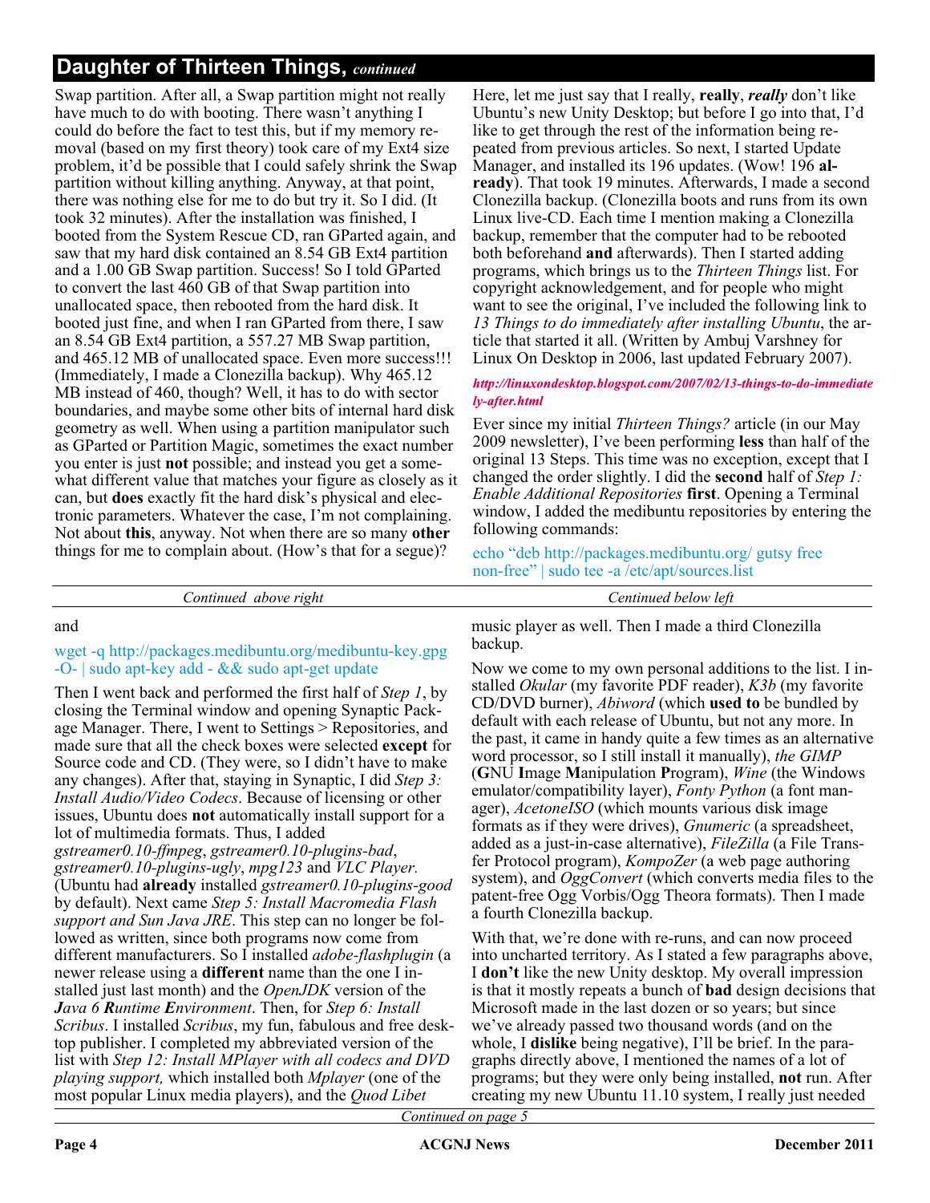## Daughter of Thirteen Things, *continued*

Swap partition. After all, a Swap partition might not really have much to do with booting. There wasn't anything I could do before the fact to test this, but if my memory removal (based on my first theory) took care of my Ext4 size problem, it'd be possible that I could safely shrink the Swap partition without killing anything. Anyway, at that point, there was nothing else for me to do but try it. So I did. (It took 32 minutes). After the installation was finished, I booted from the System Rescue CD, ran GParted again, and saw that my hard disk contained an 8.54 GB Ext4 partition and a 1.00 GB Swap partition. Success! So I told GParted to convert the last 460 GB of that Swap partition into unallocated space, then rebooted from the hard disk. It booted just fine, and when I ran GParted from there, I saw an 8.54 GB Ext4 partition, a 557.27 MB Swap partition, and 465.12 MB of unallocated space. Even more success!!! (Immediately, I made a Clonezilla backup). Why 465.12 MB instead of 460, though? Well, it has to do with sector boundaries, and maybe some other bits of internal hard disk geometry as well. When using a partition manipulator such as GParted or Partition Magic, sometimes the exact number you enter is just **not** possible; and instead you get a somewhat different value that matches your figure as closely as it can, but **does** exactly fit the hard disk's physical and electronic parameters. Whatever the case, I'm not complaining. Not about **this**, anyway. Not when there are so many **other** things for me to complain about. (How's that for a segue)?

Here, let me just say that I really, **really**, ***really*** don't like Ubuntu's new Unity Desktop; but before I go into that, I'd like to get through the rest of the information being repeated from previous articles. So next, I started Update Manager, and installed its 196 updates. (Wow! 196 **already**). That took 19 minutes. Afterwards, I made a second Clonezilla backup. (Clonezilla boots and runs from its own Linux live-CD. Each time I mention making a Clonezilla backup, remember that the computer had to be rebooted both beforehand **and** afterwards). Then I started adding programs, which brings us to the *Thirteen Things* list. For copyright acknowledgement, and for people who might want to see the original, I've included the following link to *13 Things to do immediately after installing Ubuntu*, the article that started it all. (Written by Ambuj Varshney for Linux On Desktop in 2006, last updated February 2007).

***http://linuxondesktop.blogspot.com/2007/02/13-things-to-do-immediately-after.html***

Ever since my initial *Thirteen Things?* article (in our May 2009 newsletter), I've been performing **less** than half of the original 13 Steps. This time was no exception, except that I changed the order slightly. I did the **second** half of *Step 1: Enable Additional Repositories* **first**. Opening a Terminal window, I added the medibuntu repositories by entering the following commands:

```
echo "deb http://packages.medibuntu.org/ gutsy free non-free" | sudo tee -a /etc/apt/sources.list
```

and

```
wget -q http://packages.medibuntu.org/medibuntu-key.gpg -O- | sudo apt-key add - && sudo apt-get update
```

Then I went back and performed the first half of *Step 1*, by closing the Terminal window and opening Synaptic Package Manager. There, I went to Settings > Repositories, and made sure that all the check boxes were selected **except** for Source code and CD. (They were, so I didn't have to make any changes). After that, staying in Synaptic, I did *Step 3: Install Audio/Video Codecs*. Because of licensing or other issues, Ubuntu does **not** automatically install support for a lot of multimedia formats. Thus, I added *gstreamer0.10-ffmpeg*, *gstreamer0.10-plugins-bad*, *gstreamer0.10-plugins-ugly*, *mpg123* and *VLC Player.* (Ubuntu had **already** installed *gstreamer0.10-plugins-good* by default). Next came *Step 5: Install Macromedia Flash support and Sun Java JRE*. This step can no longer be followed as written, since both programs now come from different manufacturers. So I installed *adobe-flashplugin* (a newer release using a **different** name than the one I installed just last month) and the *OpenJDK* version of the ***J****ava 6* ***R****untime* ***E****nvironment*. Then, for *Step 6: Install Scribus*. I installed *Scribus*, my fun, fabulous and free desktop publisher. I completed my abbreviated version of the list with *Step 12: Install MPlayer with all codecs and DVD playing support,* which installed both *Mplayer* (one of the most popular Linux media players), and the *Quod Libet* music player as well. Then I made a third Clonezilla backup.

Now we come to my own personal additions to the list. I installed *Okular* (my favorite PDF reader), *K3b* (my favorite CD/DVD burner), *Abiword* (which **used to** be bundled by default with each release of Ubuntu, but not any more. In the past, it came in handy quite a few times as an alternative word processor, so I still install it manually), *the GIMP* (**G**NU **I**mage **M**anipulation **P**rogram), *Wine* (the Windows emulator/compatibility layer), *Fonty Python* (a font manager), *AcetoneISO* (which mounts various disk image formats as if they were drives), *Gnumeric* (a spreadsheet, added as a just-in-case alternative), *FileZilla* (a File Transfer Protocol program), *KompoZer* (a web page authoring system), and *OggConvert* (which converts media files to the patent-free Ogg Vorbis/Ogg Theora formats). Then I made a fourth Clonezilla backup.

With that, we're done with re-runs, and can now proceed into uncharted territory. As I stated a few paragraphs above, I **don't** like the new Unity desktop. My overall impression is that it mostly repeats a bunch of **bad** design decisions that Microsoft made in the last dozen or so years; but since we've already passed two thousand words (and on the whole, I **dislike** being negative), I'll be brief. In the paragraphs directly above, I mentioned the names of a lot of programs; but they were only being installed, **not** run. After creating my new Ubuntu 11.10 system, I really just needed

*Continued on page 5*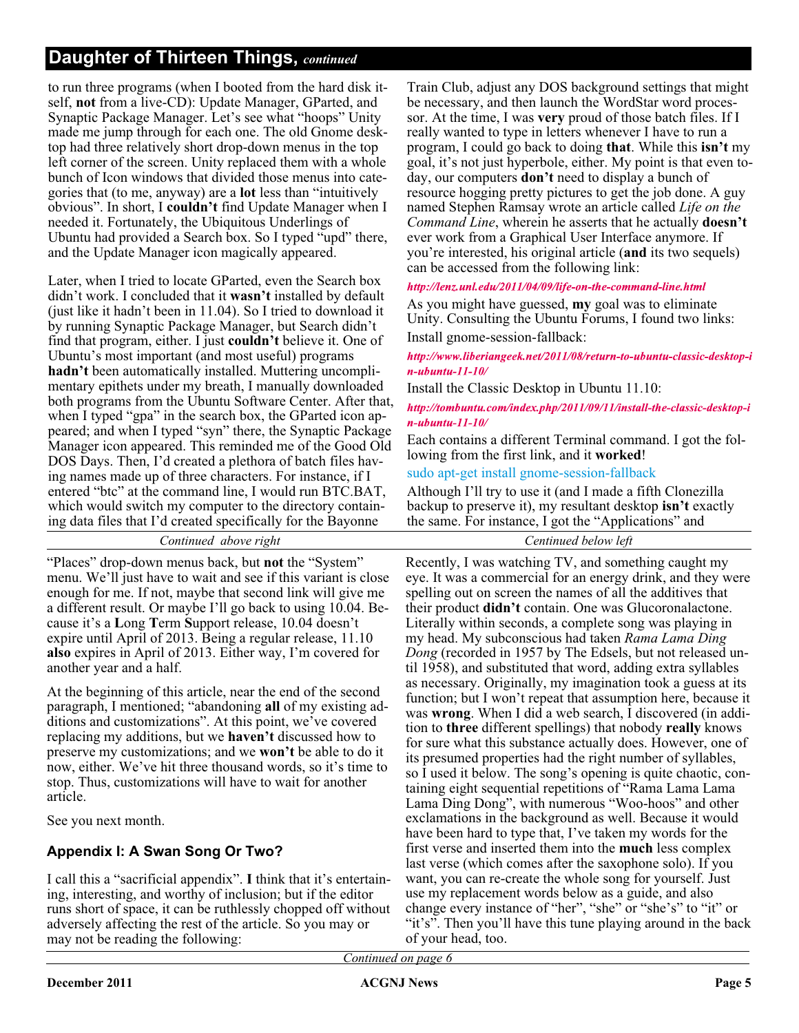## Daughter of Thirteen Things, *continued*

to run three programs (when I booted from the hard disk itself, **not** from a live-CD): Update Manager, GParted, and Synaptic Package Manager. Let's see what "hoops" Unity made me jump through for each one. The old Gnome desktop had three relatively short drop-down menus in the top left corner of the screen. Unity replaced them with a whole bunch of Icon windows that divided those menus into categories that (to me, anyway) are a **lot** less than "intuitively obvious". In short, I **couldn't** find Update Manager when I needed it. Fortunately, the Ubiquitous Underlings of Ubuntu had provided a Search box. So I typed "upd" there, and the Update Manager icon magically appeared.

Later, when I tried to locate GParted, even the Search box didn't work. I concluded that it **wasn't** installed by default (just like it hadn't been in 11.04). So I tried to download it by running Synaptic Package Manager, but Search didn't find that program, either. I just **couldn't** believe it. One of Ubuntu's most important (and most useful) programs **hadn't** been automatically installed. Muttering uncomplimentary epithets under my breath, I manually downloaded both programs from the Ubuntu Software Center. After that, when I typed "gpa" in the search box, the GParted icon appeared; and when I typed "syn" there, the Synaptic Package Manager icon appeared. This reminded me of the Good Old DOS Days. Then, I'd created a plethora of batch files having names made up of three characters. For instance, if I entered "btc" at the command line, I would run BTC.BAT, which would switch my computer to the directory containing data files that I'd created specifically for the Bayonne Train Club, adjust any DOS background settings that might be necessary, and then launch the WordStar word processor. At the time, I was **very** proud of those batch files. If I really wanted to type in letters whenever I have to run a program, I could go back to doing **that**. While this **isn't** my goal, it's not just hyperbole, either. My point is that even today, our computers **don't** need to display a bunch of resource hogging pretty pictures to get the job done. A guy named Stephen Ramsay wrote an article called *Life on the Command Line*, wherein he asserts that he actually **doesn't** ever work from a Graphical User Interface anymore. If you're interested, his original article (**and** its two sequels) can be accessed from the following link:

***http://lenz.unl.edu/2011/04/09/life-on-the-command-line.html***

As you might have guessed, **my** goal was to eliminate Unity. Consulting the Ubuntu Forums, I found two links:

Install gnome-session-fallback:

***http://www.liberiangeek.net/2011/08/return-to-ubuntu-classic-desktop-in-ubuntu-11-10/***

Install the Classic Desktop in Ubuntu 11.10:

***http://tombuntu.com/index.php/2011/09/11/install-the-classic-desktop-in-ubuntu-11-10/***

Each contains a different Terminal command. I got the following from the first link, and it **worked**!

```
sudo apt-get install gnome-session-fallback
```

Although I'll try to use it (and I made a fifth Clonezilla backup to preserve it), my resultant desktop **isn't** exactly the same. For instance, I got the "Applications" and "Places" drop-down menus back, but **not** the "System" menu. We'll just have to wait and see if this variant is close enough for me. If not, maybe that second link will give me a different result. Or maybe I'll go back to using 10.04. Because it's a **L**ong **T**erm **S**upport release, 10.04 doesn't expire until April of 2013. Being a regular release, 11.10 **also** expires in April of 2013. Either way, I'm covered for another year and a half.

At the beginning of this article, near the end of the second paragraph, I mentioned; "abandoning **all** of my existing additions and customizations". At this point, we've covered replacing my additions, but we **haven't** discussed how to preserve my customizations; and we **won't** be able to do it now, either. We've hit three thousand words, so it's time to stop. Thus, customizations will have to wait for another article.

See you next month.

### Appendix I: A Swan Song Or Two?

I call this a "sacrificial appendix". **I** think that it's entertaining, interesting, and worthy of inclusion; but if the editor runs short of space, it can be ruthlessly chopped off without adversely affecting the rest of the article. So you may or may not be reading the following:

Recently, I was watching TV, and something caught my eye. It was a commercial for an energy drink, and they were spelling out on screen the names of all the additives that their product **didn't** contain. One was Glucoronalactone. Literally within seconds, a complete song was playing in my head. My subconscious had taken *Rama Lama Ding Dong* (recorded in 1957 by The Edsels, but not released until 1958), and substituted that word, adding extra syllables as necessary. Originally, my imagination took a guess at its function; but I won't repeat that assumption here, because it was **wrong**. When I did a web search, I discovered (in addition to **three** different spellings) that nobody **really** knows for sure what this substance actually does. However, one of its presumed properties had the right number of syllables, so I used it below. The song's opening is quite chaotic, containing eight sequential repetitions of "Rama Lama Lama Lama Ding Dong", with numerous "Woo-hoos" and other exclamations in the background as well. Because it would have been hard to type that, I've taken my words for the first verse and inserted them into the **much** less complex last verse (which comes after the saxophone solo). If you want, you can re-create the whole song for yourself. Just use my replacement words below as a guide, and also change every instance of "her", "she" or "she's" to "it" or "it's". Then you'll have this tune playing around in the back of your head, too.

*Continued on page 6*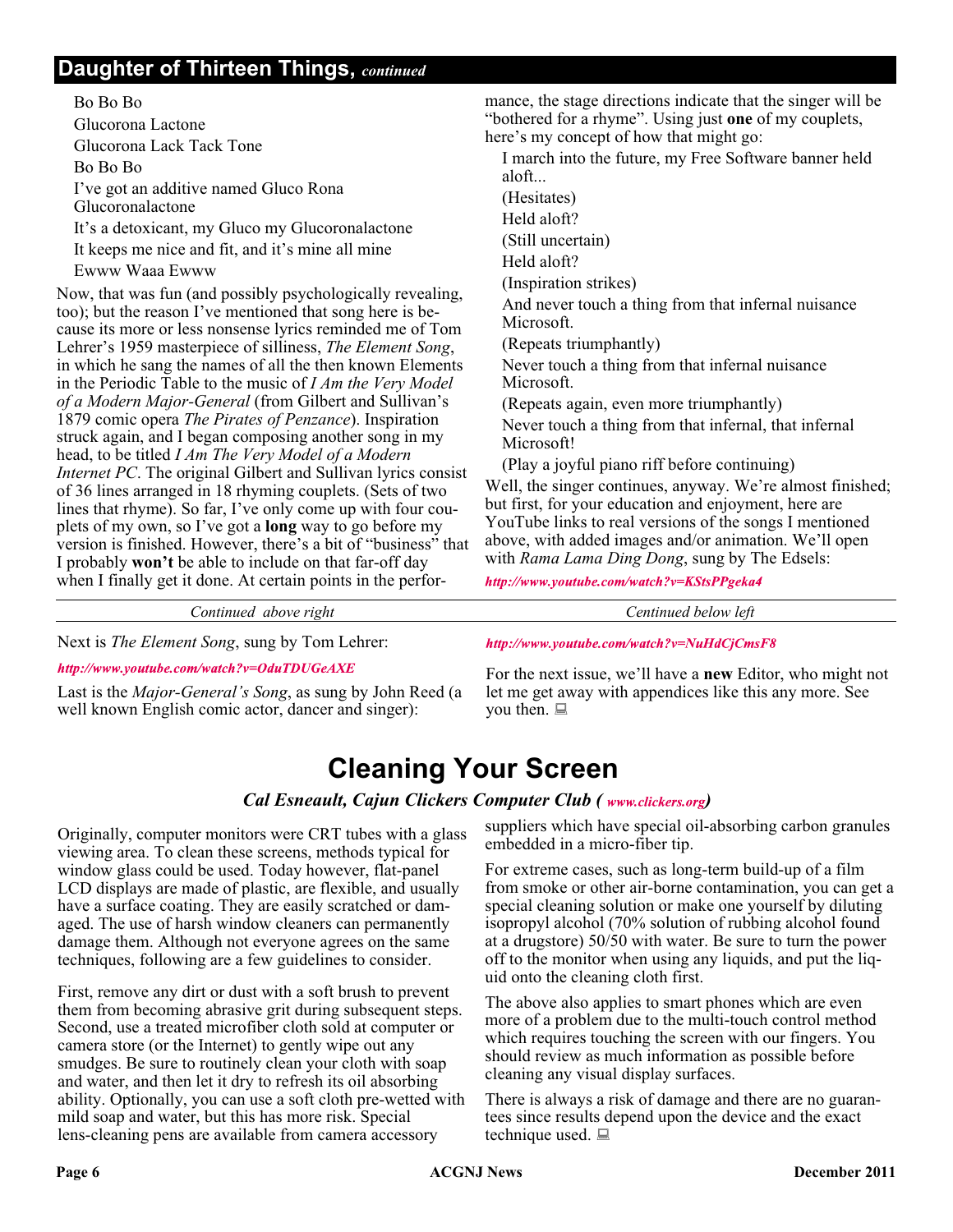## Daughter of Thirteen Things, *continued*

Bo Bo Bo

Glucorona Lactone

Glucorona Lack Tack Tone

Bo Bo Bo

I've got an additive named Gluco Rona Glucoronalactone

It's a detoxicant, my Gluco my Glucoronalactone

It keeps me nice and fit, and it's mine all mine

Ewww Waaa Ewww

Now, that was fun (and possibly psychologically revealing, too); but the reason I've mentioned that song here is because its more or less nonsense lyrics reminded me of Tom Lehrer's 1959 masterpiece of silliness, *The Element Song*, in which he sang the names of all the then known Elements in the Periodic Table to the music of *I Am the Very Model of a Modern Major-General* (from Gilbert and Sullivan's 1879 comic opera *The Pirates of Penzance*). Inspiration struck again, and I began composing another song in my head, to be titled *I Am The Very Model of a Modern Internet PC*. The original Gilbert and Sullivan lyrics consist of 36 lines arranged in 18 rhyming couplets. (Sets of two lines that rhyme). So far, I've only come up with four couplets of my own, so I've got a **long** way to go before my version is finished. However, there's a bit of "business" that I probably **won't** be able to include on that far-off day when I finally get it done. At certain points in the performance, the stage directions indicate that the singer will be "bothered for a rhyme". Using just **one** of my couplets, here's my concept of how that might go:

I march into the future, my Free Software banner held aloft...

(Hesitates)

Held aloft?

(Still uncertain)

Held aloft?

(Inspiration strikes)

And never touch a thing from that infernal nuisance Microsoft.

(Repeats triumphantly)

Never touch a thing from that infernal nuisance Microsoft.

(Repeats again, even more triumphantly)

Never touch a thing from that infernal, that infernal Microsoft!

(Play a joyful piano riff before continuing)

Well, the singer continues, anyway. We're almost finished; but first, for your education and enjoyment, here are YouTube links to real versions of the songs I mentioned above, with added images and/or animation. We'll open with *Rama Lama Ding Dong*, sung by The Edsels:

*http://www.youtube.com/watch?v=KStsPPgeka4*

Next is *The Element Song*, sung by Tom Lehrer:

*http://www.youtube.com/watch?v=OduTDUGeAXE*

Last is the *Major-General's Song*, as sung by John Reed (a well known English comic actor, dancer and singer):

*http://www.youtube.com/watch?v=NuHdCjCmsF8*

For the next issue, we'll have a **new** Editor, who might not let me get away with appendices like this any more. See you then.

# Cleaning Your Screen

***Cal Esneault, Cajun Clickers Computer Club (*** *www.clickers.org* ***)***

Originally, computer monitors were CRT tubes with a glass viewing area. To clean these screens, methods typical for window glass could be used. Today however, flat-panel LCD displays are made of plastic, are flexible, and usually have a surface coating. They are easily scratched or damaged. The use of harsh window cleaners can permanently damage them. Although not everyone agrees on the same techniques, following are a few guidelines to consider.

First, remove any dirt or dust with a soft brush to prevent them from becoming abrasive grit during subsequent steps. Second, use a treated microfiber cloth sold at computer or camera store (or the Internet) to gently wipe out any smudges. Be sure to routinely clean your cloth with soap and water, and then let it dry to refresh its oil absorbing ability. Optionally, you can use a soft cloth pre-wetted with mild soap and water, but this has more risk. Special lens-cleaning pens are available from camera accessory suppliers which have special oil-absorbing carbon granules embedded in a micro-fiber tip.

For extreme cases, such as long-term build-up of a film from smoke or other air-borne contamination, you can get a special cleaning solution or make one yourself by diluting isopropyl alcohol (70% solution of rubbing alcohol found at a drugstore) 50/50 with water. Be sure to turn the power off to the monitor when using any liquids, and put the liquid onto the cleaning cloth first.

The above also applies to smart phones which are even more of a problem due to the multi-touch control method which requires touching the screen with our fingers. You should review as much information as possible before cleaning any visual display surfaces.

There is always a risk of damage and there are no guarantees since results depend upon the device and the exact technique used.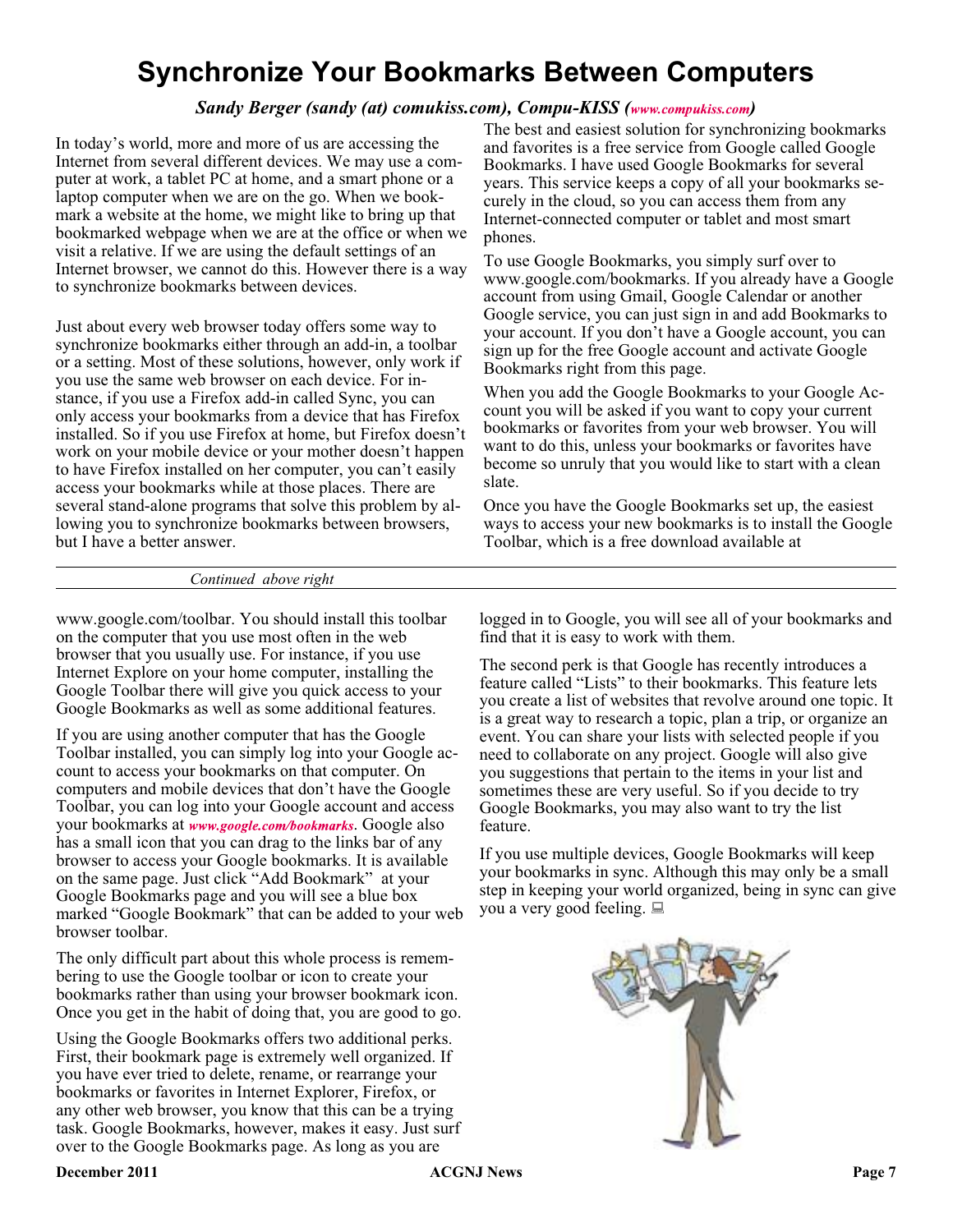# Synchronize Your Bookmarks Between Computers

***Sandy Berger (sandy (at) comukiss.com), Compu-KISS (www.compukiss.com)***

In today's world, more and more of us are accessing the Internet from several different devices. We may use a computer at work, a tablet PC at home, and a smart phone or a laptop computer when we are on the go. When we bookmark a website at the home, we might like to bring up that bookmarked webpage when we are at the office or when we visit a relative. If we are using the default settings of an Internet browser, we cannot do this. However there is a way to synchronize bookmarks between devices.

Just about every web browser today offers some way to synchronize bookmarks either through an add-in, a toolbar or a setting. Most of these solutions, however, only work if you use the same web browser on each device. For instance, if you use a Firefox add-in called Sync, you can only access your bookmarks from a device that has Firefox installed. So if you use Firefox at home, but Firefox doesn't work on your mobile device or your mother doesn't happen to have Firefox installed on her computer, you can't easily access your bookmarks while at those places. There are several stand-alone programs that solve this problem by allowing you to synchronize bookmarks between browsers, but I have a better answer.

The best and easiest solution for synchronizing bookmarks and favorites is a free service from Google called Google Bookmarks. I have used Google Bookmarks for several years. This service keeps a copy of all your bookmarks securely in the cloud, so you can access them from any Internet-connected computer or tablet and most smart phones.

To use Google Bookmarks, you simply surf over to www.google.com/bookmarks. If you already have a Google account from using Gmail, Google Calendar or another Google service, you can just sign in and add Bookmarks to your account. If you don't have a Google account, you can sign up for the free Google account and activate Google Bookmarks right from this page.

When you add the Google Bookmarks to your Google Account you will be asked if you want to copy your current bookmarks or favorites from your web browser. You will want to do this, unless your bookmarks or favorites have become so unruly that you would like to start with a clean slate.

Once you have the Google Bookmarks set up, the easiest ways to access your new bookmarks is to install the Google Toolbar, which is a free download available at www.google.com/toolbar. You should install this toolbar on the computer that you use most often in the web browser that you usually use. For instance, if you use Internet Explore on your home computer, installing the Google Toolbar there will give you quick access to your Google Bookmarks as well as some additional features.

If you are using another computer that has the Google Toolbar installed, you can simply log into your Google account to access your bookmarks on that computer. On computers and mobile devices that don't have the Google Toolbar, you can log into your Google account and access your bookmarks at ***www.google.com/bookmarks***. Google also has a small icon that you can drag to the links bar of any browser to access your Google bookmarks. It is available on the same page. Just click "Add Bookmark" at your Google Bookmarks page and you will see a blue box marked "Google Bookmark" that can be added to your web browser toolbar.

The only difficult part about this whole process is remembering to use the Google toolbar or icon to create your bookmarks rather than using your browser bookmark icon. Once you get in the habit of doing that, you are good to go.

Using the Google Bookmarks offers two additional perks. First, their bookmark page is extremely well organized. If you have ever tried to delete, rename, or rearrange your bookmarks or favorites in Internet Explorer, Firefox, or any other web browser, you know that this can be a trying task. Google Bookmarks, however, makes it easy. Just surf over to the Google Bookmarks page. As long as you are logged in to Google, you will see all of your bookmarks and find that it is easy to work with them.

The second perk is that Google has recently introduces a feature called "Lists" to their bookmarks. This feature lets you create a list of websites that revolve around one topic. It is a great way to research a topic, plan a trip, or organize an event. You can share your lists with selected people if you need to collaborate on any project. Google will also give you suggestions that pertain to the items in your list and sometimes these are very useful. So if you decide to try Google Bookmarks, you may also want to try the list feature.

If you use multiple devices, Google Bookmarks will keep your bookmarks in sync. Although this may only be a small step in keeping your world organized, being in sync can give you a very good feeling.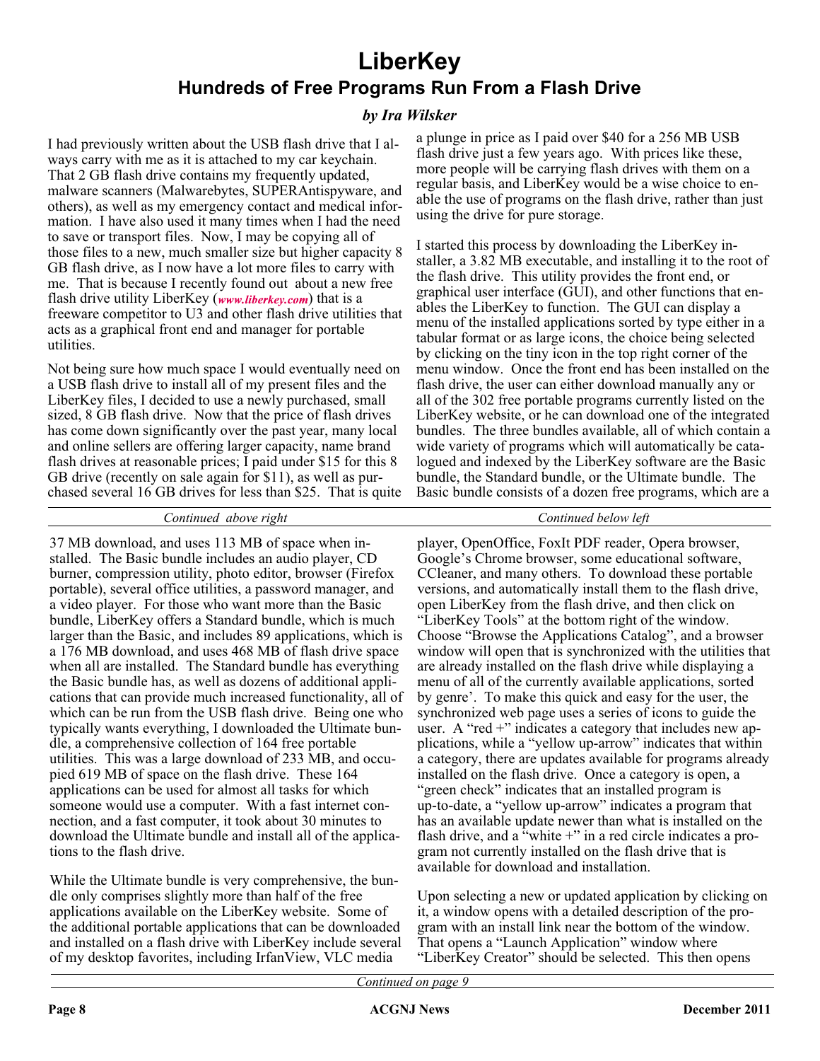# LiberKey

## Hundreds of Free Programs Run From a Flash Drive

*by Ira Wilsker*

I had previously written about the USB flash drive that I always carry with me as it is attached to my car keychain. That 2 GB flash drive contains my frequently updated, malware scanners (Malwarebytes, SUPERAntispyware, and others), as well as my emergency contact and medical information. I have also used it many times when I had the need to save or transport files. Now, I may be copying all of those files to a new, much smaller size but higher capacity 8 GB flash drive, as I now have a lot more files to carry with me. That is because I recently found out about a new free flash drive utility LiberKey (*www.liberkey.com*) that is a freeware competitor to U3 and other flash drive utilities that acts as a graphical front end and manager for portable utilities.

Not being sure how much space I would eventually need on a USB flash drive to install all of my present files and the LiberKey files, I decided to use a newly purchased, small sized, 8 GB flash drive. Now that the price of flash drives has come down significantly over the past year, many local and online sellers are offering larger capacity, name brand flash drives at reasonable prices; I paid under $15 for this 8 GB drive (recently on sale again for $11), as well as purchased several 16 GB drives for less than $25. That is quite a plunge in price as I paid over $40 for a 256 MB USB flash drive just a few years ago. With prices like these, more people will be carrying flash drives with them on a regular basis, and LiberKey would be a wise choice to enable the use of programs on the flash drive, rather than just using the drive for pure storage.

I started this process by downloading the LiberKey installer, a 3.82 MB executable, and installing it to the root of the flash drive. This utility provides the front end, or graphical user interface (GUI), and other functions that enables the LiberKey to function. The GUI can display a menu of the installed applications sorted by type either in a tabular format or as large icons, the choice being selected by clicking on the tiny icon in the top right corner of the menu window. Once the front end has been installed on the flash drive, the user can either download manually any or all of the 302 free portable programs currently listed on the LiberKey website, or he can download one of the integrated bundles. The three bundles available, all of which contain a wide variety of programs which will automatically be catalogued and indexed by the LiberKey software are the Basic bundle, the Standard bundle, or the Ultimate bundle. The Basic bundle consists of a dozen free programs, which are a 37 MB download, and uses 113 MB of space when installed. The Basic bundle includes an audio player, CD burner, compression utility, photo editor, browser (Firefox portable), several office utilities, a password manager, and a video player. For those who want more than the Basic bundle, LiberKey offers a Standard bundle, which is much larger than the Basic, and includes 89 applications, which is a 176 MB download, and uses 468 MB of flash drive space when all are installed. The Standard bundle has everything the Basic bundle has, as well as dozens of additional applications that can provide much increased functionality, all of which can be run from the USB flash drive. Being one who typically wants everything, I downloaded the Ultimate bundle, a comprehensive collection of 164 free portable utilities. This was a large download of 233 MB, and occupied 619 MB of space on the flash drive. These 164 applications can be used for almost all tasks for which someone would use a computer. With a fast internet connection, and a fast computer, it took about 30 minutes to download the Ultimate bundle and install all of the applications to the flash drive.

While the Ultimate bundle is very comprehensive, the bundle only comprises slightly more than half of the free applications available on the LiberKey website. Some of the additional portable applications that can be downloaded and installed on a flash drive with LiberKey include several of my desktop favorites, including IrfanView, VLC media player, OpenOffice, FoxIt PDF reader, Opera browser, Google's Chrome browser, some educational software, CCleaner, and many others. To download these portable versions, and automatically install them to the flash drive, open LiberKey from the flash drive, and then click on "LiberKey Tools" at the bottom right of the window. Choose "Browse the Applications Catalog", and a browser window will open that is synchronized with the utilities that are already installed on the flash drive while displaying a menu of all of the currently available applications, sorted by genre'. To make this quick and easy for the user, the synchronized web page uses a series of icons to guide the user. A "red +" indicates a category that includes new applications, while a "yellow up-arrow" indicates that within a category, there are updates available for programs already installed on the flash drive. Once a category is open, a "green check" indicates that an installed program is up-to-date, a "yellow up-arrow" indicates a program that has an available update newer than what is installed on the flash drive, and a "white +" in a red circle indicates a program not currently installed on the flash drive that is available for download and installation.

Upon selecting a new or updated application by clicking on it, a window opens with a detailed description of the program with an install link near the bottom of the window. That opens a "Launch Application" window where "LiberKey Creator" should be selected. This then opens

*Continued on page 9*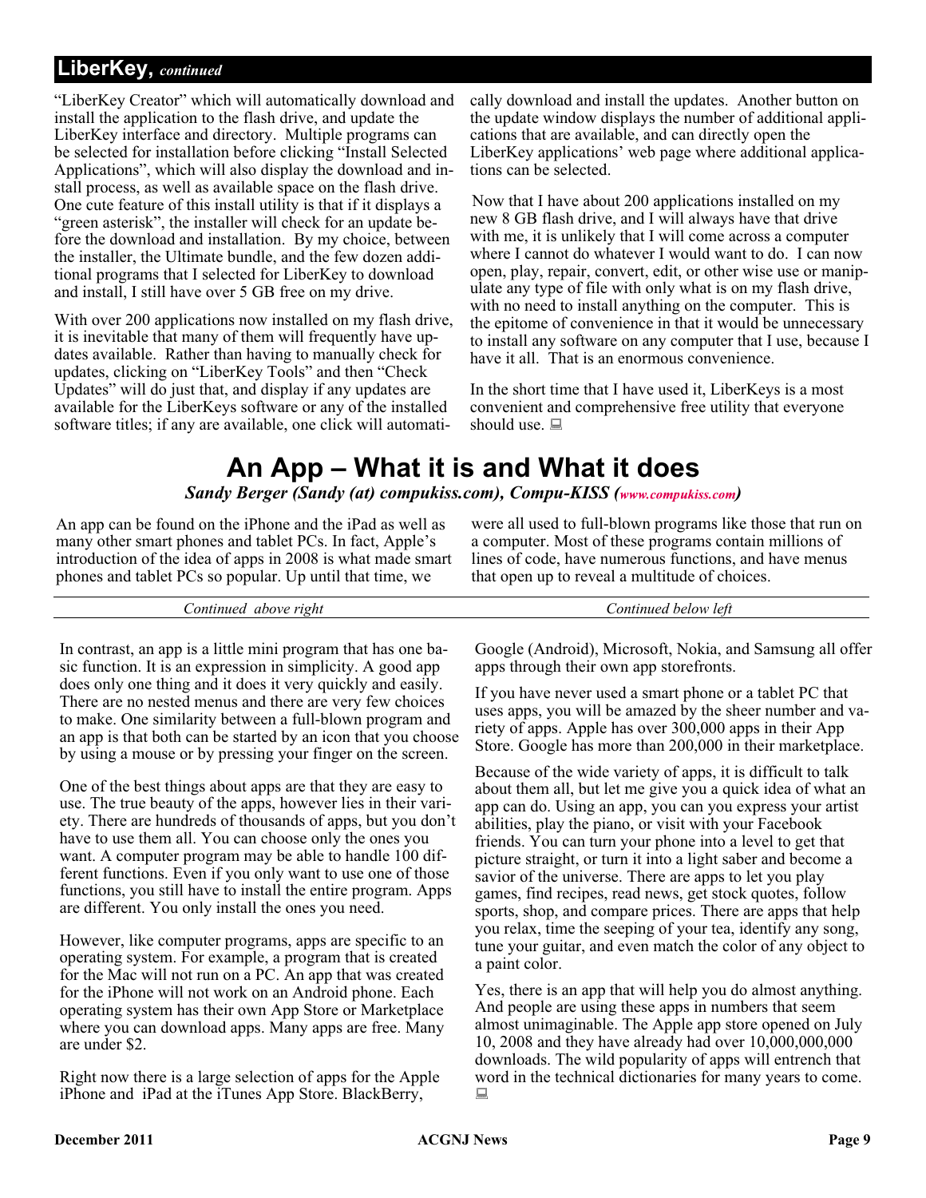## LiberKey, *continued*

"LiberKey Creator" which will automatically download and install the application to the flash drive, and update the LiberKey interface and directory. Multiple programs can be selected for installation before clicking "Install Selected Applications", which will also display the download and install process, as well as available space on the flash drive. One cute feature of this install utility is that if it displays a "green asterisk", the installer will check for an update before the download and installation. By my choice, between the installer, the Ultimate bundle, and the few dozen additional programs that I selected for LiberKey to download and install, I still have over 5 GB free on my drive.

With over 200 applications now installed on my flash drive, it is inevitable that many of them will frequently have updates available. Rather than having to manually check for updates, clicking on "LiberKey Tools" and then "Check Updates" will do just that, and display if any updates are available for the LiberKeys software or any of the installed software titles; if any are available, one click will automatically download and install the updates. Another button on the update window displays the number of additional applications that are available, and can directly open the LiberKey applications' web page where additional applications can be selected.

Now that I have about 200 applications installed on my new 8 GB flash drive, and I will always have that drive with me, it is unlikely that I will come across a computer where I cannot do whatever I would want to do. I can now open, play, repair, convert, edit, or other wise use or manipulate any type of file with only what is on my flash drive, with no need to install anything on the computer. This is the epitome of convenience in that it would be unnecessary to install any software on any computer that I use, because I have it all. That is an enormous convenience.

In the short time that I have used it, LiberKeys is a most convenient and comprehensive free utility that everyone should use.

# An App – What it is and What it does

***Sandy Berger (Sandy (at) compukiss.com), Compu-KISS (www.compukiss.com)***

An app can be found on the iPhone and the iPad as well as many other smart phones and tablet PCs. In fact, Apple's introduction of the idea of apps in 2008 is what made smart phones and tablet PCs so popular. Up until that time, we were all used to full-blown programs like those that run on a computer. Most of these programs contain millions of lines of code, have numerous functions, and have menus that open up to reveal a multitude of choices.

In contrast, an app is a little mini program that has one basic function. It is an expression in simplicity. A good app does only one thing and it does it very quickly and easily. There are no nested menus and there are very few choices to make. One similarity between a full-blown program and an app is that both can be started by an icon that you choose by using a mouse or by pressing your finger on the screen.

One of the best things about apps are that they are easy to use. The true beauty of the apps, however lies in their variety. There are hundreds of thousands of apps, but you don't have to use them all. You can choose only the ones you want. A computer program may be able to handle 100 different functions. Even if you only want to use one of those functions, you still have to install the entire program. Apps are different. You only install the ones you need.

However, like computer programs, apps are specific to an operating system. For example, a program that is created for the Mac will not run on a PC. An app that was created for the iPhone will not work on an Android phone. Each operating system has their own App Store or Marketplace where you can download apps. Many apps are free. Many are under $2.

Right now there is a large selection of apps for the Apple iPhone and iPad at the iTunes App Store. BlackBerry, Google (Android), Microsoft, Nokia, and Samsung all offer apps through their own app storefronts.

If you have never used a smart phone or a tablet PC that uses apps, you will be amazed by the sheer number and variety of apps. Apple has over 300,000 apps in their App Store. Google has more than 200,000 in their marketplace.

Because of the wide variety of apps, it is difficult to talk about them all, but let me give you a quick idea of what an app can do. Using an app, you can you express your artist abilities, play the piano, or visit with your Facebook friends. You can turn your phone into a level to get that picture straight, or turn it into a light saber and become a savior of the universe. There are apps to let you play games, find recipes, read news, get stock quotes, follow sports, shop, and compare prices. There are apps that help you relax, time the seeping of your tea, identify any song, tune your guitar, and even match the color of any object to a paint color.

Yes, there is an app that will help you do almost anything. And people are using these apps in numbers that seem almost unimaginable. The Apple app store opened on July 10, 2008 and they have already had over 10,000,000,000 downloads. The wild popularity of apps will entrench that word in the technical dictionaries for many years to come.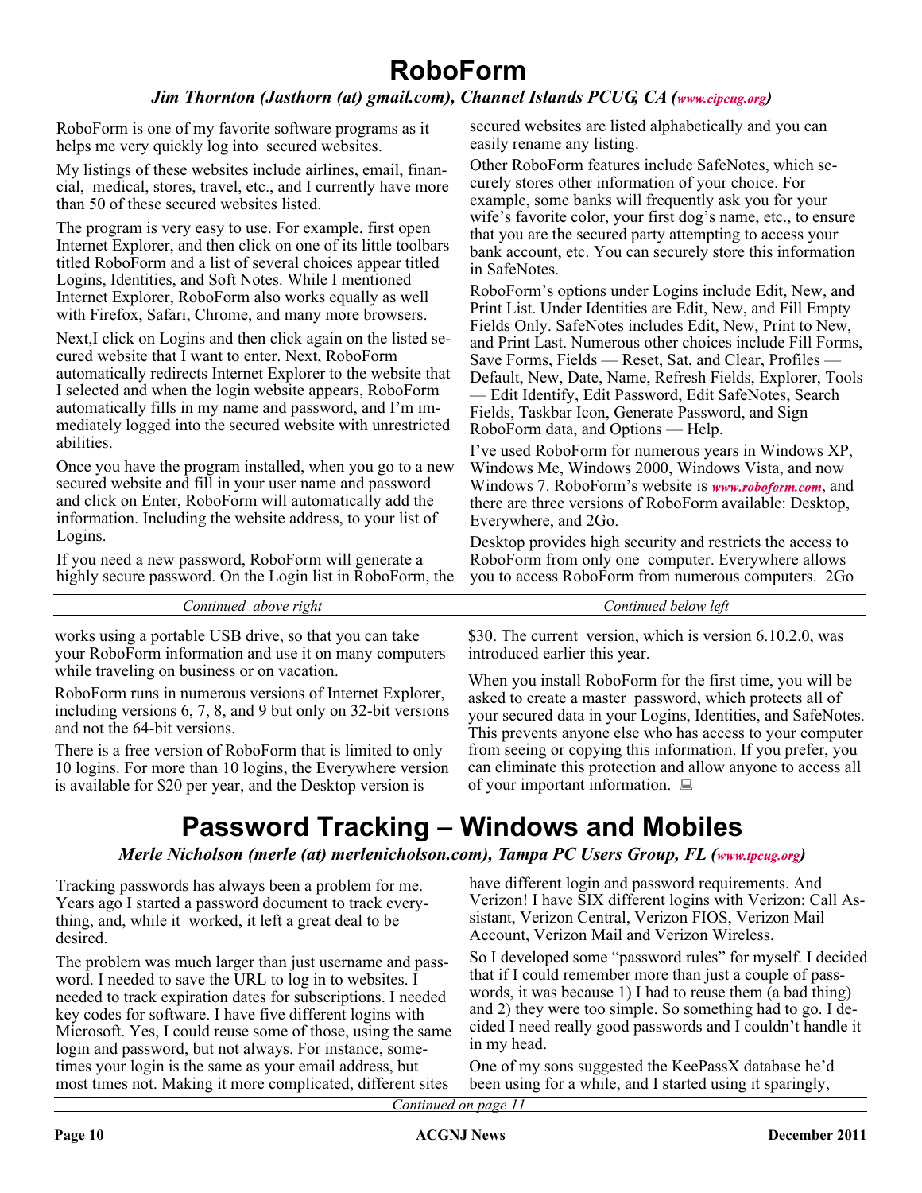# RoboForm

*Jim Thornton (Jasthorn (at) gmail.com), Channel Islands PCUG, CA (www.cipcug.org)*

RoboForm is one of my favorite software programs as it helps me very quickly log into secured websites.

My listings of these websites include airlines, email, financial, medical, stores, travel, etc., and I currently have more than 50 of these secured websites listed.

The program is very easy to use. For example, first open Internet Explorer, and then click on one of its little toolbars titled RoboForm and a list of several choices appear titled Logins, Identities, and Soft Notes. While I mentioned Internet Explorer, RoboForm also works equally as well with Firefox, Safari, Chrome, and many more browsers.

Next,I click on Logins and then click again on the listed secured website that I want to enter. Next, RoboForm automatically redirects Internet Explorer to the website that I selected and when the login website appears, RoboForm automatically fills in my name and password, and I'm immediately logged into the secured website with unrestricted abilities.

Once you have the program installed, when you go to a new secured website and fill in your user name and password and click on Enter, RoboForm will automatically add the information. Including the website address, to your list of Logins.

If you need a new password, RoboForm will generate a highly secure password. On the Login list in RoboForm, the secured websites are listed alphabetically and you can easily rename any listing.

Other RoboForm features include SafeNotes, which securely stores other information of your choice. For example, some banks will frequently ask you for your wife's favorite color, your first dog's name, etc., to ensure that you are the secured party attempting to access your bank account, etc. You can securely store this information in SafeNotes.

RoboForm's options under Logins include Edit, New, and Print List. Under Identities are Edit, New, and Fill Empty Fields Only. SafeNotes includes Edit, New, Print to New, and Print Last. Numerous other choices include Fill Forms, Save Forms, Fields — Reset, Sat, and Clear, Profiles — Default, New, Date, Name, Refresh Fields, Explorer, Tools — Edit Identify, Edit Password, Edit SafeNotes, Search Fields, Taskbar Icon, Generate Password, and Sign RoboForm data, and Options — Help.

I've used RoboForm for numerous years in Windows XP, Windows Me, Windows 2000, Windows Vista, and now Windows 7. RoboForm's website is *www.roboform.com*, and there are three versions of RoboForm available: Desktop, Everywhere, and 2Go.

Desktop provides high security and restricts the access to RoboForm from only one computer. Everywhere allows you to access RoboForm from numerous computers. 2Go works using a portable USB drive, so that you can take your RoboForm information and use it on many computers while traveling on business or on vacation.

RoboForm runs in numerous versions of Internet Explorer, including versions 6, 7, 8, and 9 but only on 32-bit versions and not the 64-bit versions.

There is a free version of RoboForm that is limited to only 10 logins. For more than 10 logins, the Everywhere version is available for $20 per year, and the Desktop version is $30. The current version, which is version 6.10.2.0, was introduced earlier this year.

When you install RoboForm for the first time, you will be asked to create a master password, which protects all of your secured data in your Logins, Identities, and SafeNotes. This prevents anyone else who has access to your computer from seeing or copying this information. If you prefer, you can eliminate this protection and allow anyone to access all of your important information.

# Password Tracking – Windows and Mobiles

*Merle Nicholson (merle (at) merlenicholson.com), Tampa PC Users Group, FL (www.tpcug.org)*

Tracking passwords has always been a problem for me. Years ago I started a password document to track everything, and, while it worked, it left a great deal to be desired.

The problem was much larger than just username and password. I needed to save the URL to log in to websites. I needed to track expiration dates for subscriptions. I needed key codes for software. I have five different logins with Microsoft. Yes, I could reuse some of those, using the same login and password, but not always. For instance, sometimes your login is the same as your email address, but most times not. Making it more complicated, different sites have different login and password requirements. And Verizon! I have SIX different logins with Verizon: Call Assistant, Verizon Central, Verizon FIOS, Verizon Mail Account, Verizon Mail and Verizon Wireless.

So I developed some "password rules" for myself. I decided that if I could remember more than just a couple of passwords, it was because 1) I had to reuse them (a bad thing) and 2) they were too simple. So something had to go. I decided I need really good passwords and I couldn't handle it in my head.

One of my sons suggested the KeePassX database he'd been using for a while, and I started using it sparingly,

*Continued on page 11*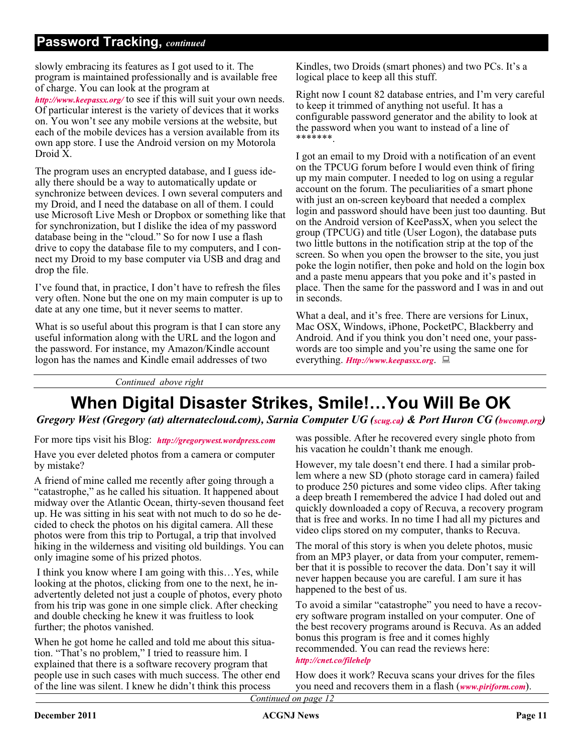## Password Tracking, *continued*

slowly embracing its features as I got used to it. The program is maintained professionally and is available free of charge. You can look at the program at *http://www.keepassx.org/* to see if this will suit your own needs. Of particular interest is the variety of devices that it works on. You won't see any mobile versions at the website, but each of the mobile devices has a version available from its own app store. I use the Android version on my Motorola Droid X.

The program uses an encrypted database, and I guess ideally there should be a way to automatically update or synchronize between devices. I own several computers and my Droid, and I need the database on all of them. I could use Microsoft Live Mesh or Dropbox or something like that for synchronization, but I dislike the idea of my password database being in the "cloud." So for now I use a flash drive to copy the database file to my computers, and I connect my Droid to my base computer via USB and drag and drop the file.

I've found that, in practice, I don't have to refresh the files very often. None but the one on my main computer is up to date at any one time, but it never seems to matter.

What is so useful about this program is that I can store any useful information along with the URL and the logon and the password. For instance, my Amazon/Kindle account logon has the names and Kindle email addresses of two Kindles, two Droids (smart phones) and two PCs. It's a logical place to keep all this stuff.

Right now I count 82 database entries, and I'm very careful to keep it trimmed of anything not useful. It has a configurable password generator and the ability to look at the password when you want to instead of a line of *******.

I got an email to my Droid with a notification of an event on the TPCUG forum before I would even think of firing up my main computer. I needed to log on using a regular account on the forum. The peculiarities of a smart phone with just an on-screen keyboard that needed a complex login and password should have been just too daunting. But on the Android version of KeePassX, when you select the group (TPCUG) and title (User Logon), the database puts two little buttons in the notification strip at the top of the screen. So when you open the browser to the site, you just poke the login notifier, then poke and hold on the login box and a paste menu appears that you poke and it's pasted in place. Then the same for the password and I was in and out in seconds.

What a deal, and it's free. There are versions for Linux, Mac OSX, Windows, iPhone, PocketPC, Blackberry and Android. And if you think you don't need one, your passwords are too simple and you're using the same one for everything. *Http://www.keepassx.org*.

*Continued above right*

# When Digital Disaster Strikes, Smile!…You Will Be OK

***Gregory West (Gregory (at) alternatecloud.com), Sarnia Computer UG (scug.ca) & Port Huron CG (bwcomp.org)***

For more tips visit his Blog: *http://gregorywest.wordpress.com*

Have you ever deleted photos from a camera or computer by mistake?

A friend of mine called me recently after going through a "catastrophe," as he called his situation. It happened about midway over the Atlantic Ocean, thirty-seven thousand feet up. He was sitting in his seat with not much to do so he decided to check the photos on his digital camera. All these photos were from this trip to Portugal, a trip that involved hiking in the wilderness and visiting old buildings. You can only imagine some of his prized photos.

I think you know where I am going with this…Yes, while looking at the photos, clicking from one to the next, he inadvertently deleted not just a couple of photos, every photo from his trip was gone in one simple click. After checking and double checking he knew it was fruitless to look further; the photos vanished.

When he got home he called and told me about this situation. "That's no problem," I tried to reassure him. I explained that there is a software recovery program that people use in such cases with much success. The other end of the line was silent. I knew he didn't think this process was possible. After he recovered every single photo from his vacation he couldn't thank me enough.

However, my tale doesn't end there. I had a similar problem where a new SD (photo storage card in camera) failed to produce 250 pictures and some video clips. After taking a deep breath I remembered the advice I had doled out and quickly downloaded a copy of Recuva, a recovery program that is free and works. In no time I had all my pictures and video clips stored on my computer, thanks to Recuva.

The moral of this story is when you delete photos, music from an MP3 player, or data from your computer, remember that it is possible to recover the data. Don't say it will never happen because you are careful. I am sure it has happened to the best of us.

To avoid a similar "catastrophe" you need to have a recovery software program installed on your computer. One of the best recovery programs around is Recuva. As an added bonus this program is free and it comes highly recommended. You can read the reviews here: *http://cnet.co/filehelp*

How does it work? Recuva scans your drives for the files you need and recovers them in a flash (*www.piriform.com*).

*Continued on page 12*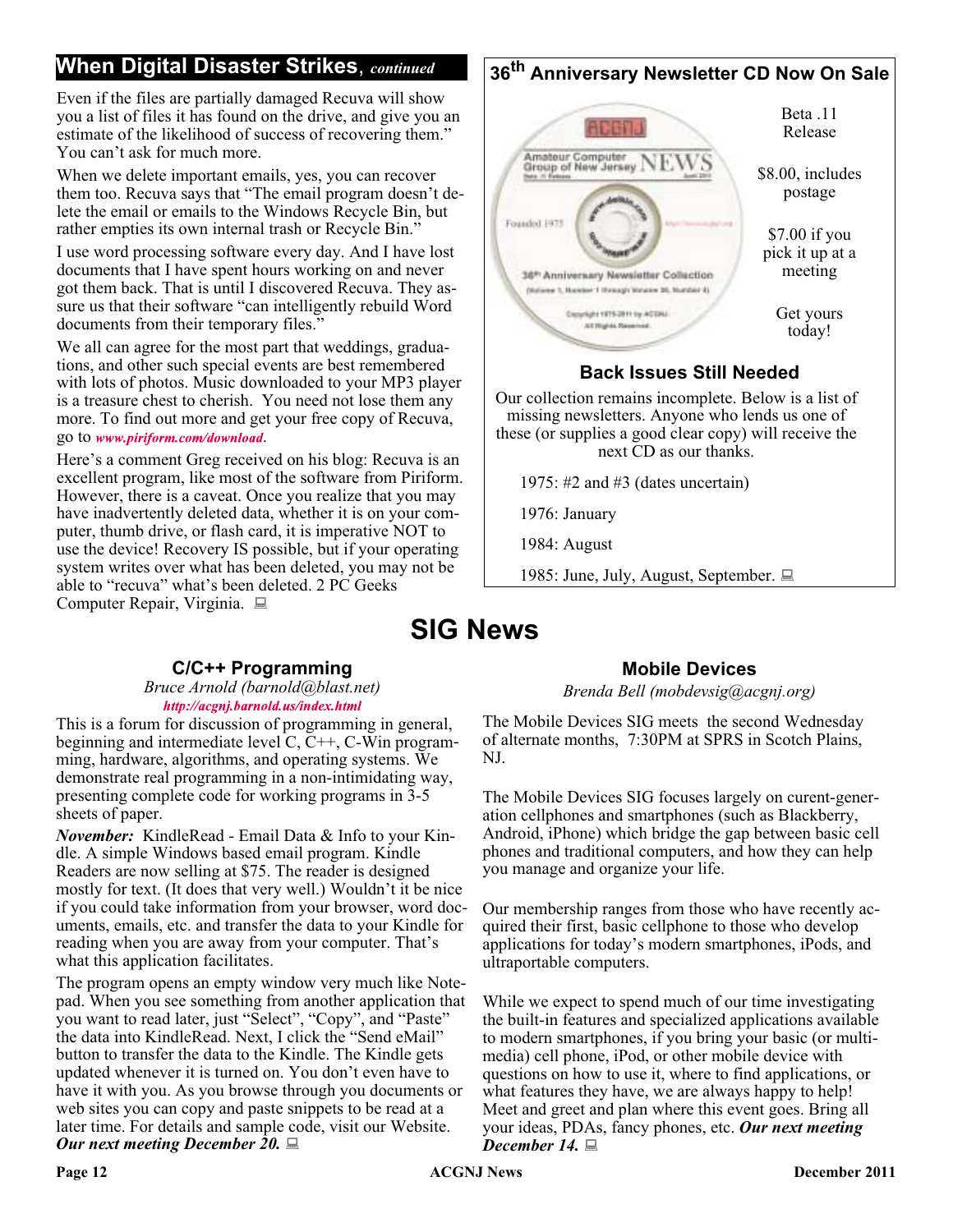## When Digital Disaster Strikes, *continued*

Even if the files are partially damaged Recuva will show you a list of files it has found on the drive, and give you an estimate of the likelihood of success of recovering them." You can't ask for much more.

When we delete important emails, yes, you can recover them too. Recuva says that "The email program doesn't delete the email or emails to the Windows Recycle Bin, but rather empties its own internal trash or Recycle Bin."

I use word processing software every day. And I have lost documents that I have spent hours working on and never got them back. That is until I discovered Recuva. They assure us that their software "can intelligently rebuild Word documents from their temporary files."

We all can agree for the most part that weddings, graduations, and other such special events are best remembered with lots of photos. Music downloaded to your MP3 player is a treasure chest to cherish. You need not lose them any more. To find out more and get your free copy of Recuva, go to ***www.piriform.com/download***.

Here's a comment Greg received on his blog: Recuva is an excellent program, like most of the software from Piriform. However, there is a caveat. Once you realize that you may have inadvertently deleted data, whether it is on your computer, thumb drive, or flash card, it is imperative NOT to use the device! Recovery IS possible, but if your operating system writes over what has been deleted, you may not be able to "recuva" what's been deleted. 2 PC Geeks Computer Repair, Virginia.

## 36th Anniversary Newsletter CD Now On Sale

Beta .11 Release

$8.00, includes postage

$7.00 if you pick it up at a meeting

Get yours today!

### Back Issues Still Needed

Our collection remains incomplete. Below is a list of missing newsletters. Anyone who lends us one of these (or supplies a good clear copy) will receive the next CD as our thanks.

1975: #2 and #3 (dates uncertain)

1976: January

1984: August

1985: June, July, August, September.

# SIG News

### C/C++ Programming

*Bruce Arnold (barnold@blast.net)*
***http://acgnj.barnold.us/index.html***

This is a forum for discussion of programming in general, beginning and intermediate level C, C++, C-Win programming, hardware, algorithms, and operating systems. We demonstrate real programming in a non-intimidating way, presenting complete code for working programs in 3-5 sheets of paper.

***November:*** KindleRead - Email Data & Info to your Kindle. A simple Windows based email program. Kindle Readers are now selling at $75. The reader is designed mostly for text. (It does that very well.) Wouldn't it be nice if you could take information from your browser, word documents, emails, etc. and transfer the data to your Kindle for reading when you are away from your computer. That's what this application facilitates.

The program opens an empty window very much like Notepad. When you see something from another application that you want to read later, just "Select", "Copy", and "Paste" the data into KindleRead. Next, I click the "Send eMail" button to transfer the data to the Kindle. The Kindle gets updated whenever it is turned on. You don't even have to have it with you. As you browse through you documents or web sites you can copy and paste snippets to be read at a later time. For details and sample code, visit our Website. ***Our next meeting December 20.***

### Mobile Devices

*Brenda Bell (mobdevsig@acgnj.org)*

The Mobile Devices SIG meets the second Wednesday of alternate months, 7:30PM at SPRS in Scotch Plains, NJ.

The Mobile Devices SIG focuses largely on curent-generation cellphones and smartphones (such as Blackberry, Android, iPhone) which bridge the gap between basic cell phones and traditional computers, and how they can help you manage and organize your life.

Our membership ranges from those who have recently acquired their first, basic cellphone to those who develop applications for today's modern smartphones, iPods, and ultraportable computers.

While we expect to spend much of our time investigating the built-in features and specialized applications available to modern smartphones, if you bring your basic (or multimedia) cell phone, iPod, or other mobile device with questions on how to use it, where to find applications, or what features they have, we are always happy to help! Meet and greet and plan where this event goes. Bring all your ideas, PDAs, fancy phones, etc. ***Our next meeting December 14.***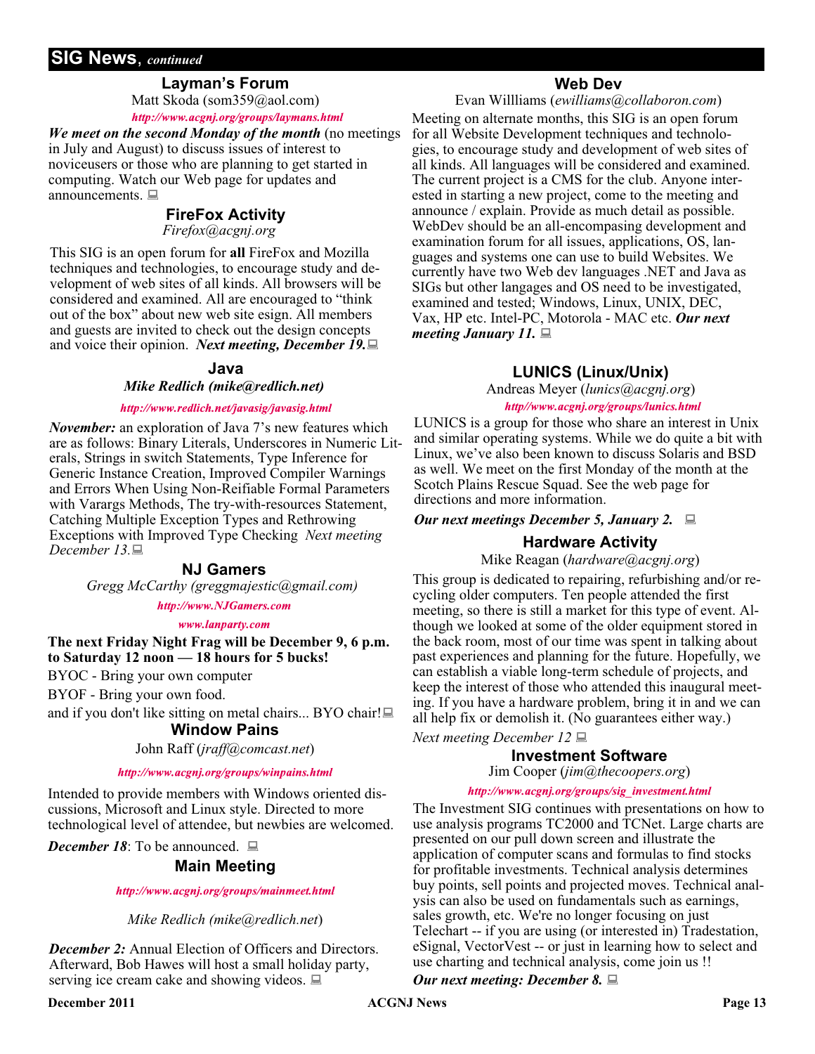## SIG News, *continued*

### Layman's Forum

Matt Skoda (som359@aol.com)

***http://www.acgnj.org/groups/laymans.html***

***We meet on the second Monday of the month*** (no meetings in July and August) to discuss issues of interest to noviceusers or those who are planning to get started in computing. Watch our Web page for updates and announcements.

### FireFox Activity

*Firefox@acgnj.org*

This SIG is an open forum for **all** FireFox and Mozilla techniques and technologies, to encourage study and development of web sites of all kinds. All browsers will be considered and examined. All are encouraged to "think out of the box" about new web site esign. All members and guests are invited to check out the design concepts and voice their opinion. ***Next meeting, December 19.***

### Java

***Mike Redlich (mike@redlich.net)***

***http://www.redlich.net/javasig/javasig.html***

***November:*** an exploration of Java 7's new features which are as follows: Binary Literals, Underscores in Numeric Literals, Strings in switch Statements, Type Inference for Generic Instance Creation, Improved Compiler Warnings and Errors When Using Non-Reifiable Formal Parameters with Varargs Methods, The try-with-resources Statement, Catching Multiple Exception Types and Rethrowing Exceptions with Improved Type Checking *Next meeting December 13.*

### NJ Gamers

*Gregg McCarthy (greggmajestic@gmail.com)*

***http://www.NJGamers.com***

***www.lanparty.com***

**The next Friday Night Frag will be December 9, 6 p.m. to Saturday 12 noon — 18 hours for 5 bucks!**

BYOC - Bring your own computer

BYOF - Bring your own food.

and if you don't like sitting on metal chairs... BYO chair!

### Window Pains

John Raff (*jraff@comcast.net*)

***http://www.acgnj.org/groups/winpains.html***

Intended to provide members with Windows oriented discussions, Microsoft and Linux style. Directed to more technological level of attendee, but newbies are welcomed.

***December 18***: To be announced.

### Main Meeting

***http://www.acgnj.org/groups/mainmeet.html***

*Mike Redlich (mike@redlich.net)*

***December 2:*** Annual Election of Officers and Directors. Afterward, Bob Hawes will host a small holiday party, serving ice cream cake and showing videos.

### Web Dev

Evan Willliams (*ewilliams@collaboron.com*)

Meeting on alternate months, this SIG is an open forum for all Website Development techniques and technologies, to encourage study and development of web sites of all kinds. All languages will be considered and examined. The current project is a CMS for the club. Anyone interested in starting a new project, come to the meeting and announce / explain. Provide as much detail as possible. WebDev should be an all-encompasing development and examination forum for all issues, applications, OS, languages and systems one can use to build Websites. We currently have two Web dev languages .NET and Java as SIGs but other langages and OS need to be investigated, examined and tested; Windows, Linux, UNIX, DEC, Vax, HP etc. Intel-PC, Motorola - MAC etc. ***Our next meeting January 11.***

### LUNICS (Linux/Unix)

Andreas Meyer (*lunics@acgnj.org*)

***http//www.acgnj.org/groups/lunics.html***

LUNICS is a group for those who share an interest in Unix and similar operating systems. While we do quite a bit with Linux, we've also been known to discuss Solaris and BSD as well. We meet on the first Monday of the month at the Scotch Plains Rescue Squad. See the web page for directions and more information.

***Our next meetings December 5, January 2.***

### Hardware Activity

Mike Reagan (*hardware@acgnj.org*)

This group is dedicated to repairing, refurbishing and/or recycling older computers. Ten people attended the first meeting, so there is still a market for this type of event. Although we looked at some of the older equipment stored in the back room, most of our time was spent in talking about past experiences and planning for the future. Hopefully, we can establish a viable long-term schedule of projects, and keep the interest of those who attended this inaugural meeting. If you have a hardware problem, bring it in and we can all help fix or demolish it. (No guarantees either way.)

*Next meeting December 12*

### Investment Software

Jim Cooper (*jim@thecoopers.org*)

***http://www.acgnj.org/groups/sig_investment.html***

The Investment SIG continues with presentations on how to use analysis programs TC2000 and TCNet. Large charts are presented on our pull down screen and illustrate the application of computer scans and formulas to find stocks for profitable investments. Technical analysis determines buy points, sell points and projected moves. Technical analysis can also be used on fundamentals such as earnings, sales growth, etc. We're no longer focusing on just Telechart -- if you are using (or interested in) Tradestation, eSignal, VectorVest -- or just in learning how to select and use charting and technical analysis, come join us !!

***Our next meeting: December 8.***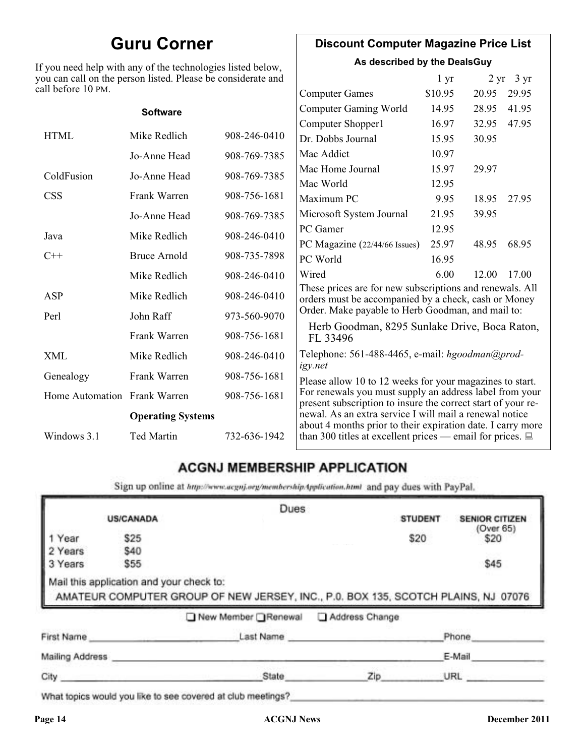# Guru Corner

If you need help with any of the technologies listed below, you can call on the person listed. Please be considerate and call before 10 PM.

| | | |
|---|---|---|
| **Software** | | |
| HTML | Mike Redlich | 908-246-0410 |
| | Jo-Anne Head | 908-769-7385 |
| ColdFusion | Jo-Anne Head | 908-769-7385 |
| CSS | Frank Warren | 908-756-1681 |
| | Jo-Anne Head | 908-769-7385 |
| Java | Mike Redlich | 908-246-0410 |
| C++ | Bruce Arnold | 908-735-7898 |
| | Mike Redlich | 908-246-0410 |
| ASP | Mike Redlich | 908-246-0410 |
| Perl | John Raff | 973-560-9070 |
| | Frank Warren | 908-756-1681 |
| XML | Mike Redlich | 908-246-0410 |
| Genealogy | Frank Warren | 908-756-1681 |
| Home Automation | Frank Warren | 908-756-1681 |
| | **Operating Systems** | |
| Windows 3.1 | Ted Martin | 732-636-1942 |

## Discount Computer Magazine Price List

**As described by the DealsGuy**

| | 1 yr | 2 yr | 3 yr |
|---|---|---|---|
| Computer Games | $10.95 | 20.95 | 29.95 |
| Computer Gaming World | 14.95 | 28.95 | 41.95 |
| Computer Shopper1 | 16.97 | 32.95 | 47.95 |
| Dr. Dobbs Journal | 15.95 | 30.95 | |
| Mac Addict | 10.97 | | |
| Mac Home Journal | 15.97 | 29.97 | |
| Mac World | 12.95 | | |
| Maximum PC | 9.95 | 18.95 | 27.95 |
| Microsoft System Journal | 21.95 | 39.95 | |
| PC Gamer | 12.95 | | |
| PC Magazine (22/44/66 Issues) | 25.97 | 48.95 | 68.95 |
| PC World | 16.95 | | |
| Wired | 6.00 | 12.00 | 17.00 |

These prices are for new subscriptions and renewals. All orders must be accompanied by a check, cash or Money Order. Make payable to Herb Goodman, and mail to:

Herb Goodman, 8295 Sunlake Drive, Boca Raton, FL 33496

Telephone: 561-488-4465, e-mail: *hgoodman@prodigy.net*

Please allow 10 to 12 weeks for your magazines to start. For renewals you must supply an address label from your present subscription to insure the correct start of your renewal. As an extra service I will mail a renewal notice about 4 months prior to their expiration date. I carry more than 300 titles at excellent prices — email for prices.

## ACGNJ MEMBERSHIP APPLICATION

Sign up online at http://www.acgnj.org/membershipApplication.html and pay dues with PayPal.

**Dues**

| | US/CANADA | STUDENT | SENIOR CITIZEN (Over 65) |
|---|---|---|---|
| 1 Year | $25 | $20 | $20 |
| 2 Years | $40 | | |
| 3 Years | $55 | | $45 |

Mail this application and your check to:

AMATEUR COMPUTER GROUP OF NEW JERSEY, INC., P.0. BOX 135, SCOTCH PLAINS, NJ 07076

☐ New Member ☐ Renewal ☐ Address Change

First Name ____________ Last Name ____________ Phone ____________

Mailing Address ________________________ E-Mail ____________

City ____________ State ______ Zip ______ URL ____________

What topics would you like to see covered at club meetings? ________________________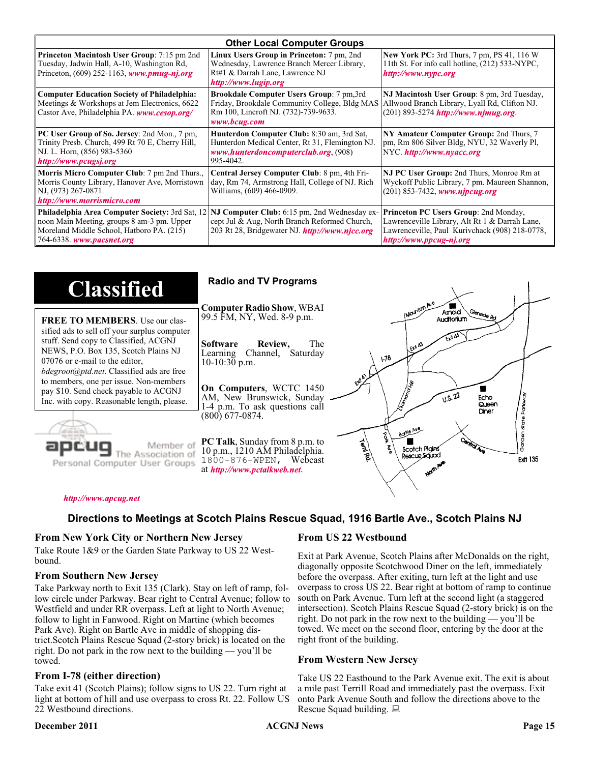## Other Local Computer Groups

| | | |
|---|---|---|
| **Princeton Macintosh User Group**: 7:15 pm 2nd Tuesday, Jadwin Hall, A-10, Washington Rd, Princeton, (609) 252-1163, ***www.pmug-nj.org*** | **Linux Users Group in Princeton:** 7 pm, 2nd Wednesday, Lawrence Branch Mercer Library, Rt#1 & Darrah Lane, Lawrence NJ ***http://www.lugip.org*** | **New York PC:** 3rd Thurs, 7 pm, PS 41, 116 W 11th St. For info call hotline, (212) 533-NYPC, ***http://www.nypc.org*** |
| **Computer Education Society of Philadelphia:** Meetings & Workshops at Jem Electronics, 6622 Castor Ave, Philadelphia PA. ***www.cesop.org/*** | **Brookdale Computer Users Group**: 7 pm,3rd Friday, Brookdale Community College, Bldg MAS Rm 100, Lincroft NJ. (732)-739-9633. ***www.bcug.com*** | **NJ Macintosh User Group**: 8 pm, 3rd Tuesday, Allwood Branch Library, Lyall Rd, Clifton NJ. (201) 893-5274 ***http://www.njmug.org***. |
| **PC User Group of So. Jersey**: 2nd Mon., 7 pm, Trinity Presb. Church, 499 Rt 70 E, Cherry Hill, NJ. L. Horn, (856) 983-5360 ***http://www.pcugsj.org*** | **Hunterdon Computer Club:** 8:30 am, 3rd Sat, Hunterdon Medical Center, Rt 31, Flemington NJ. ***www.hunterdoncomputerclub.org***, (908) 995-4042. | **NY Amateur Computer Group:** 2nd Thurs, 7 pm, Rm 806 Silver Bldg, NYU, 32 Waverly Pl, NYC. ***http://www.nyacc.org*** |
| **Morris Micro Computer Club**: 7 pm 2nd Thurs., Morris County Library, Hanover Ave, Morristown NJ, (973) 267-0871. ***http://www.morrismicro.com*** | **Central Jersey Computer Club**: 8 pm, 4th Friday, Rm 74, Armstrong Hall, College of NJ. Rich Williams, (609) 466-0909. | **NJ PC User Group:** 2nd Thurs, Monroe Rm at Wyckoff Public Library, 7 pm. Maureen Shannon, (201) 853-7432, ***www.njpcug.org*** |
| **Philadelphia Area Computer Society:** 3rd Sat, 12 noon Main Meeting, groups 8 am-3 pm. Upper Moreland Middle School, Hatboro PA. (215) 764-6338. ***www.pacsnet.org*** | **NJ Computer Club:** 6:15 pm, 2nd Wednesday except Jul & Aug, North Branch Reformed Church, 203 Rt 28, Bridgewater NJ. ***http://www.njcc.org*** | **Princeton PC Users Group**: 2nd Monday, Lawrenceville Library, Alt Rt 1 & Darrah Lane, Lawrenceville, Paul Kurivchack (908) 218-0778, ***http://www.ppcug-nj.org*** |

# Classified

**FREE TO MEMBERS**. Use our classified ads to sell off your surplus computer stuff. Send copy to Classified, ACGNJ NEWS, P.O. Box 135, Scotch Plains NJ 07076 or e-mail to the editor, *bdegroot@ptd.net*. Classified ads are free to members, one per issue. Non-members pay $10. Send check payable to ACGNJ Inc. with copy. Reasonable length, please.

apcug Member of The Association of Personal Computer User Groups

***http://www.apcug.net***

## Radio and TV Programs

**Computer Radio Show**, WBAI 99.5 FM, NY, Wed. 8-9 p.m.

**Software Review,** The Learning Channel, Saturday 10-10:30 p.m.

**On Computers**, WCTC 1450 AM, New Brunswick, Sunday 1-4 p.m. To ask questions call (800) 677-0874.

**PC Talk**, Sunday from 8 p.m. to 10 p.m., 1210 AM Philadelphia. 1800-876-WPEN, Webcast at ***http://www.pctalkweb.net***.

## Directions to Meetings at Scotch Plains Rescue Squad, 1916 Bartle Ave., Scotch Plains NJ

### From New York City or Northern New Jersey

Take Route 1&9 or the Garden State Parkway to US 22 Westbound.

### From Southern New Jersey

Take Parkway north to Exit 135 (Clark). Stay on left of ramp, follow circle under Parkway. Bear right to Central Avenue; follow to Westfield and under RR overpass. Left at light to North Avenue; follow to light in Fanwood. Right on Martine (which becomes Park Ave). Right on Bartle Ave in middle of shopping district.Scotch Plains Rescue Squad (2-story brick) is located on the right. Do not park in the row next to the building — you'll be towed.

### From I-78 (either direction)

Take exit 41 (Scotch Plains); follow signs to US 22. Turn right at light at bottom of hill and use overpass to cross Rt. 22. Follow US 22 Westbound directions.

### From US 22 Westbound

Exit at Park Avenue, Scotch Plains after McDonalds on the right, diagonally opposite Scotchwood Diner on the left, immediately before the overpass. After exiting, turn left at the light and use overpass to cross US 22. Bear right at bottom of ramp to continue south on Park Avenue. Turn left at the second light (a staggered intersection). Scotch Plains Rescue Squad (2-story brick) is on the right. Do not park in the row next to the building — you'll be towed. We meet on the second floor, entering by the door at the right front of the building.

### From Western New Jersey

Take US 22 Eastbound to the Park Avenue exit. The exit is about a mile past Terrill Road and immediately past the overpass. Exit onto Park Avenue South and follow the directions above to the Rescue Squad building.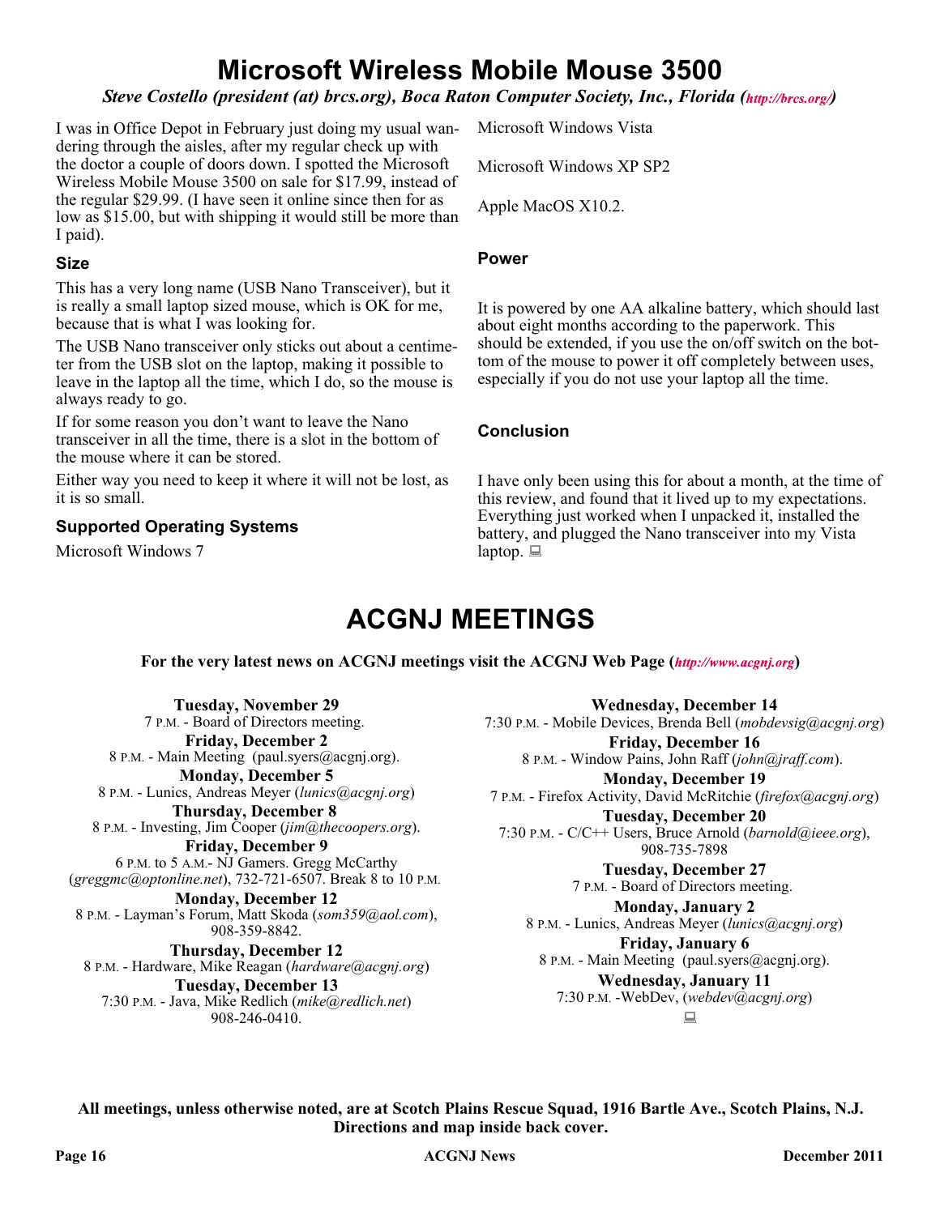# Microsoft Wireless Mobile Mouse 3500

***Steve Costello (president (at) brcs.org), Boca Raton Computer Society, Inc., Florida (http://brcs.org/)***

I was in Office Depot in February just doing my usual wandering through the aisles, after my regular check up with the doctor a couple of doors down. I spotted the Microsoft Wireless Mobile Mouse 3500 on sale for $17.99, instead of the regular $29.99. (I have seen it online since then for as low as $15.00, but with shipping it would still be more than I paid).

### Size

This has a very long name (USB Nano Transceiver), but it is really a small laptop sized mouse, which is OK for me, because that is what I was looking for.

The USB Nano transceiver only sticks out about a centimeter from the USB slot on the laptop, making it possible to leave in the laptop all the time, which I do, so the mouse is always ready to go.

If for some reason you don't want to leave the Nano transceiver in all the time, there is a slot in the bottom of the mouse where it can be stored.

Either way you need to keep it where it will not be lost, as it is so small.

### Supported Operating Systems

Microsoft Windows 7

Microsoft Windows Vista

Microsoft Windows XP SP2

Apple MacOS X10.2.

### Power

It is powered by one AA alkaline battery, which should last about eight months according to the paperwork. This should be extended, if you use the on/off switch on the bottom of the mouse to power it off completely between uses, especially if you do not use your laptop all the time.

### Conclusion

I have only been using this for about a month, at the time of this review, and found that it lived up to my expectations. Everything just worked when I unpacked it, installed the battery, and plugged the Nano transceiver into my Vista laptop.

# ACGNJ MEETINGS

**For the very latest news on ACGNJ meetings visit the ACGNJ Web Page (*http://www.acgnj.org*)**

**Tuesday, November 29**
7 P.M. - Board of Directors meeting.

**Friday, December 2**
8 P.M. - Main Meeting (paul.syers@acgnj.org).

**Monday, December 5**
8 P.M. - Lunics, Andreas Meyer (*lunics@acgnj.org*)

**Thursday, December 8**
8 P.M. - Investing, Jim Cooper (*jim@thecoopers.org*).

**Friday, December 9**
6 P.M. to 5 A.M.- NJ Gamers. Gregg McCarthy (*greggmc@optonline.net*), 732-721-6507. Break 8 to 10 P.M.

**Monday, December 12**
8 P.M. - Layman's Forum, Matt Skoda (*som359@aol.com*), 908-359-8842.

**Thursday, December 12**
8 P.M. - Hardware, Mike Reagan (*hardware@acgnj.org*)

**Tuesday, December 13**
7:30 P.M. - Java, Mike Redlich (*mike@redlich.net*) 908-246-0410.

**Wednesday, December 14**
7:30 P.M. - Mobile Devices, Brenda Bell (*mobdevsig@acgnj.org*)

**Friday, December 16**
8 P.M. - Window Pains, John Raff (*john@jraff.com*).

**Monday, December 19**
7 P.M. - Firefox Activity, David McRitchie (*firefox@acgnj.org*)

**Tuesday, December 20**
7:30 P.M. - C/C++ Users, Bruce Arnold (*barnold@ieee.org*), 908-735-7898

**Tuesday, December 27**
7 P.M. - Board of Directors meeting.

**Monday, January 2**
8 P.M. - Lunics, Andreas Meyer (*lunics@acgnj.org*)

**Friday, January 6**
8 P.M. - Main Meeting (paul.syers@acgnj.org).

**Wednesday, January 11**
7:30 P.M. -WebDev, (*webdev@acgnj.org*)

**All meetings, unless otherwise noted, are at Scotch Plains Rescue Squad, 1916 Bartle Ave., Scotch Plains, N.J. Directions and map inside back cover.**